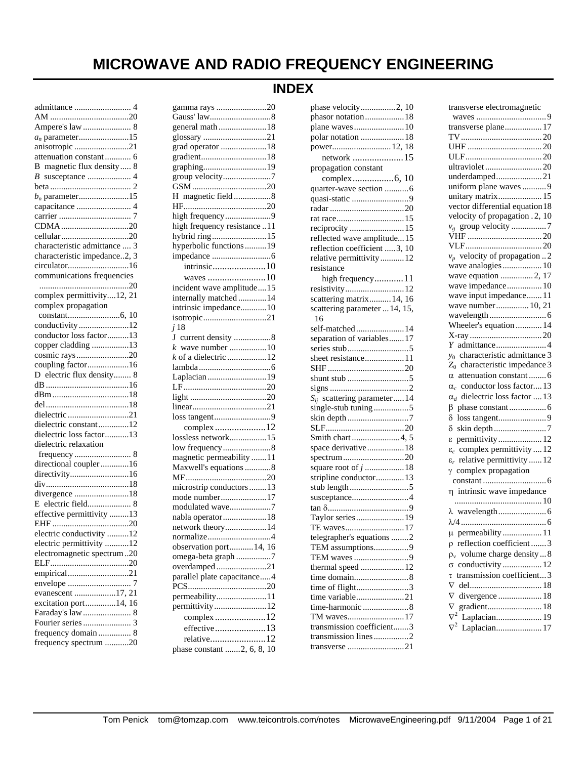# MICROWAVE AND RADIO FREQUENCY ENGINEERING

## INDEX

admittance .......................... 4
AM ....................................20
Ampere's law ...................... 8
$a_n$ parameter.......................15
anisotropic .........................21
attenuation constant ............ 6
B magnetic flux density..... 8
$B$ susceptance .................... 4
beta ..................................... 2
$b_n$ parameter.......................15
capacitance ......................... 4
carrier ................................. 7
CDMA...............................20
cellular...............................20
characteristic admittance .... 3
characteristic impedance..2, 3
circulator............................16
communications frequencies
 ..........................................20
complex permittivity....12, 21
complex propagation
 constant........................6, 10
conductivity .......................12
conductor loss factor..........13
copper cladding .................13
cosmic rays ........................20
coupling factor...................16
D electric flux density........ 8
dB ......................................16
dBm ...................................18
del ......................................18
dielectric ............................21
dielectric constant..............12
dielectric loss factor...........13
dielectric relaxation
 frequency .......................... 8
directional coupler.............16
directivity...........................16
div......................................18
divergence .........................18
E electric field.................... 8
effective permittivity .........13
EHF ...................................20
electric conductivity ..........12
electric permittivity ...........12
electromagnetic spectrum ..20
ELF....................................20
empirical............................21
envelope ............................. 7
evanescent ...................17, 21
excitation port..............14, 16
Faraday's law ...................... 8
Fourier series ...................... 3
frequency domain ............... 8
frequency spectrum ...........20
gamma rays .......................20
Gauss' law............................8
general math ......................18
glossary .............................21
grad operator .....................18
gradient..............................18
graphing.............................19
group velocity......................7
GSM ..................................20
H magnetic field .................8
HF......................................20
high frequency.....................9
high frequency resistance ..11
hybrid ring.........................15
hyperbolic functions..........19
impedance ...........................6
 intrinsic......................10
 waves ........................10
incident wave amplitude....15
internally matched .............14
intrinsic impedance............10
isotropic.............................21
$j$ 18
J current density .................8
$k$ wave number .................10
$k$ of a dielectric ..................12
lambda .................................6
Laplacian...........................19
LF......................................20
light ...................................20
linear..................................21
loss tangent..........................9
 complex .....................12
lossless network.................15
low frequency......................8
magnetic permeability .......11
Maxwell's equations ............8
MF.....................................20
microstrip conductors........13
mode number.....................17
modulated wave...................7
nabla operator....................18
network theory...................14
normalize.............................4
observation port...........14, 16
omega-beta graph ................7
overdamped.......................21
parallel plate capacitance.....4
PCS....................................20
permeability.......................11
permittivity........................12
 complex .....................12
 effective.....................13
 relative......................12
phase constant .......2, 6, 8, 10
phase velocity................2, 10
phasor notation..................18
plane waves.......................10
polar notation ....................18
power...........................12, 18
 network .....................15
propagation constant
 complex.................6, 10
quarter-wave section ...........6
quasi-static ..........................9
radar ..................................20
rat race...............................15
reciprocity .........................15
reflected wave amplitude...15
reflection coefficient .....3, 10
relative permittivity ...........12
resistance
 high frequency............11
resistivity...........................12
scattering matrix..........14, 16
scattering parameter ...14, 15, 16
self-matched......................14
separation of variables.......17
series stub............................5
sheet resistance..................11
SHF ...................................20
shunt stub ............................5
signs ....................................2
$S_{ij}$ scattering parameter.....14
single-stub tuning................5
skin depth ............................7
SLF....................................20
Smith chart ......................4, 5
space derivative.................18
spectrum............................20
square root of $j$ .................18
stripline conductor.............13
stub length...........................5
susceptance..........................4
tan δ.....................................9
Taylor series......................19
TE waves...........................17
telegrapher's equations ........2
TEM assumptions................9
TEM waves .........................9
thermal speed ....................12
time domain.........................8
time of flight........................3
time variable......................21
time-harmonic .....................8
TM waves..........................17
transmission coefficient.......3
transmission lines ................2
transverse ..........................21
transverse electromagnetic
 waves ................................9
transverse plane.................17
TV.....................................20
UHF ..................................20
ULF...................................20
ultraviolet..........................20
underdamped.....................21
uniform plane waves ...........9
unitary matrix....................15
vector differential equation18
velocity of propagation .2, 10
$v_g$ group velocity ................7
VHF ..................................20
VLF...................................20
$v_p$ velocity of propagation ..2
wave analogies ..................10
wave equation ...............2, 17
wave impedance................10
wave input impedance.......11
wave number...............10, 21
wavelength ..........................6
Wheeler's equation ............14
X-ray.................................20
$Y$ admittance.......................4
$y_0$ characteristic admittance 3
$Z_0$ characteristic impedance 3
$\alpha$ attenuation constant ........6
$\alpha_c$ conductor loss factor....13
$\alpha_d$ dielectric loss factor ....13
$\beta$ phase constant.................6
$\delta$ loss tangent......................9
$\delta$ skin depth ........................7
$\varepsilon$ permittivity....................12
$\varepsilon_c$ complex permittivity ....12
$\varepsilon_r$ relative permittivity ......12
$\gamma$ complex propagation
 constant .............................6
$\eta$ intrinsic wave impedance
 ........................................10
$\lambda$ wavelength......................6
$\lambda/4$.......................................6
$\mu$ permeability ..................11
$\rho$ reflection coefficient .......3
$\rho_v$ volume charge density...8
$\sigma$ conductivity ..................12
$\tau$ transmission coefficient...3
$\nabla$ del.................................18
$\nabla$ divergence ....................18
$\nabla$ gradient.........................18
$\nabla^2$ Laplacian.....................19
$\nabla^2$ Laplacian.....................17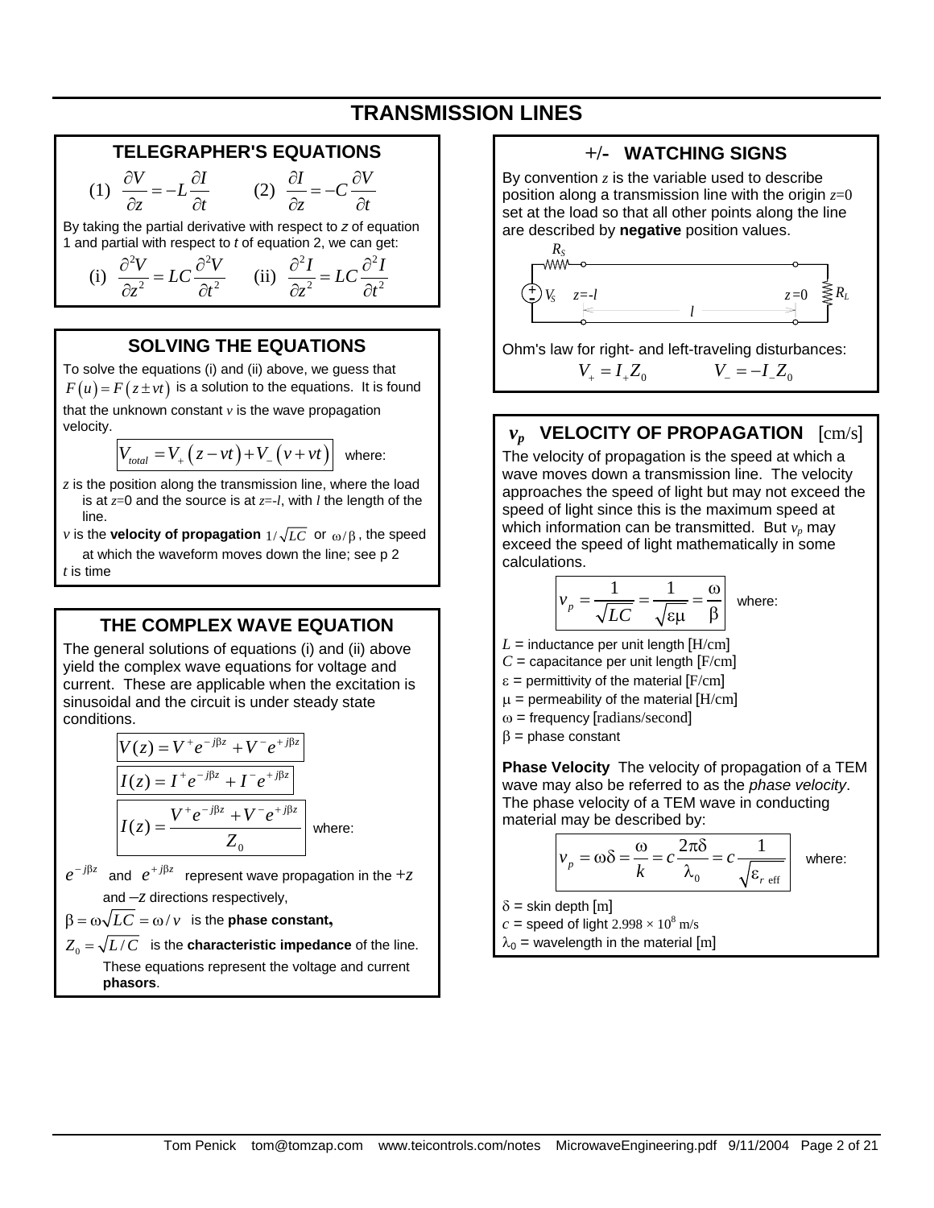# TRANSMISSION LINES

## TELEGRAPHER'S EQUATIONS

$$(1)\ \frac{\partial V}{\partial z} = -L\frac{\partial I}{\partial t} \qquad (2)\ \frac{\partial I}{\partial z} = -C\frac{\partial V}{\partial t}$$

By taking the partial derivative with respect to *z* of equation 1 and partial with respect to *t* of equation 2, we can get:

$$(i)\ \frac{\partial^2 V}{\partial z^2} = LC\frac{\partial^2 V}{\partial t^2} \qquad (ii)\ \frac{\partial^2 I}{\partial z^2} = LC\frac{\partial^2 I}{\partial t^2}$$

## SOLVING THE EQUATIONS

To solve the equations (i) and (ii) above, we guess that $F(u) = F(z \pm vt)$ is a solution to the equations. It is found that the unknown constant $v$ is the wave propagation velocity.

$$V_{total} = V_+(z - vt) + V_-(v + vt)$$ where:

$z$ is the position along the transmission line, where the load is at $z$=0 and the source is at $z$=-$l$, with $l$ the length of the line.

$v$ is the **velocity of propagation** $1/\sqrt{LC}$ or $\omega/\beta$, the speed at which the waveform moves down the line; see p 2

$t$ is time

## THE COMPLEX WAVE EQUATION

The general solutions of equations (i) and (ii) above yield the complex wave equations for voltage and current. These are applicable when the excitation is sinusoidal and the circuit is under steady state conditions.

$$V(z) = V^+e^{-j\beta z} + V^-e^{+j\beta z}$$

$$I(z) = I^+e^{-j\beta z} + I^-e^{+j\beta z}$$

$$I(z) = \frac{V^+e^{-j\beta z} + V^-e^{+j\beta z}}{Z_0}$$ where:

$e^{-j\beta z}$ and $e^{+j\beta z}$ represent wave propagation in the $+z$ and $-z$ directions respectively,

$\beta = \omega\sqrt{LC} = \omega / v$ is the **phase constant,**

$Z_0 = \sqrt{L/C}$ is the **characteristic impedance** of the line. These equations represent the voltage and current **phasors**.

## +/- WATCHING SIGNS

By convention $z$ is the variable used to describe position along a transmission line with the origin $z$=0 set at the load so that all other points along the line are described by **negative** position values.

$R_S$, $V_S$, $z$=-$l$, $z$=0, $R_L$, $l$

Ohm's law for right- and left-traveling disturbances:

$$V_+ = I_+Z_0 \qquad V_- = -I_-Z_0$$

## $v_p$ VELOCITY OF PROPAGATION [cm/s]

The velocity of propagation is the speed at which a wave moves down a transmission line. The velocity approaches the speed of light but may not exceed the speed of light since this is the maximum speed at which information can be transmitted. But $v_p$ may exceed the speed of light mathematically in some calculations.

$$v_p = \frac{1}{\sqrt{LC}} = \frac{1}{\sqrt{\varepsilon\mu}} = \frac{\omega}{\beta}$$ where:

$L$ = inductance per unit length [H/cm]
$C$ = capacitance per unit length [F/cm]
$\varepsilon$ = permittivity of the material [F/cm]
$\mu$ = permeability of the material [H/cm]
$\omega$ = frequency [radians/second]
$\beta$ = phase constant

**Phase Velocity** The velocity of propagation of a TEM wave may also be referred to as the *phase velocity*. The phase velocity of a TEM wave in conducting material may be described by:

$$v_p = \omega\delta = \frac{\omega}{k} = c\frac{2\pi\delta}{\lambda_0} = c\frac{1}{\sqrt{\varepsilon_{r\ \text{eff}}}}$$ where:

$\delta$ = skin depth [m]
$c$ = speed of light $2.998 \times 10^8$ m/s
$\lambda_0$ = wavelength in the material [m]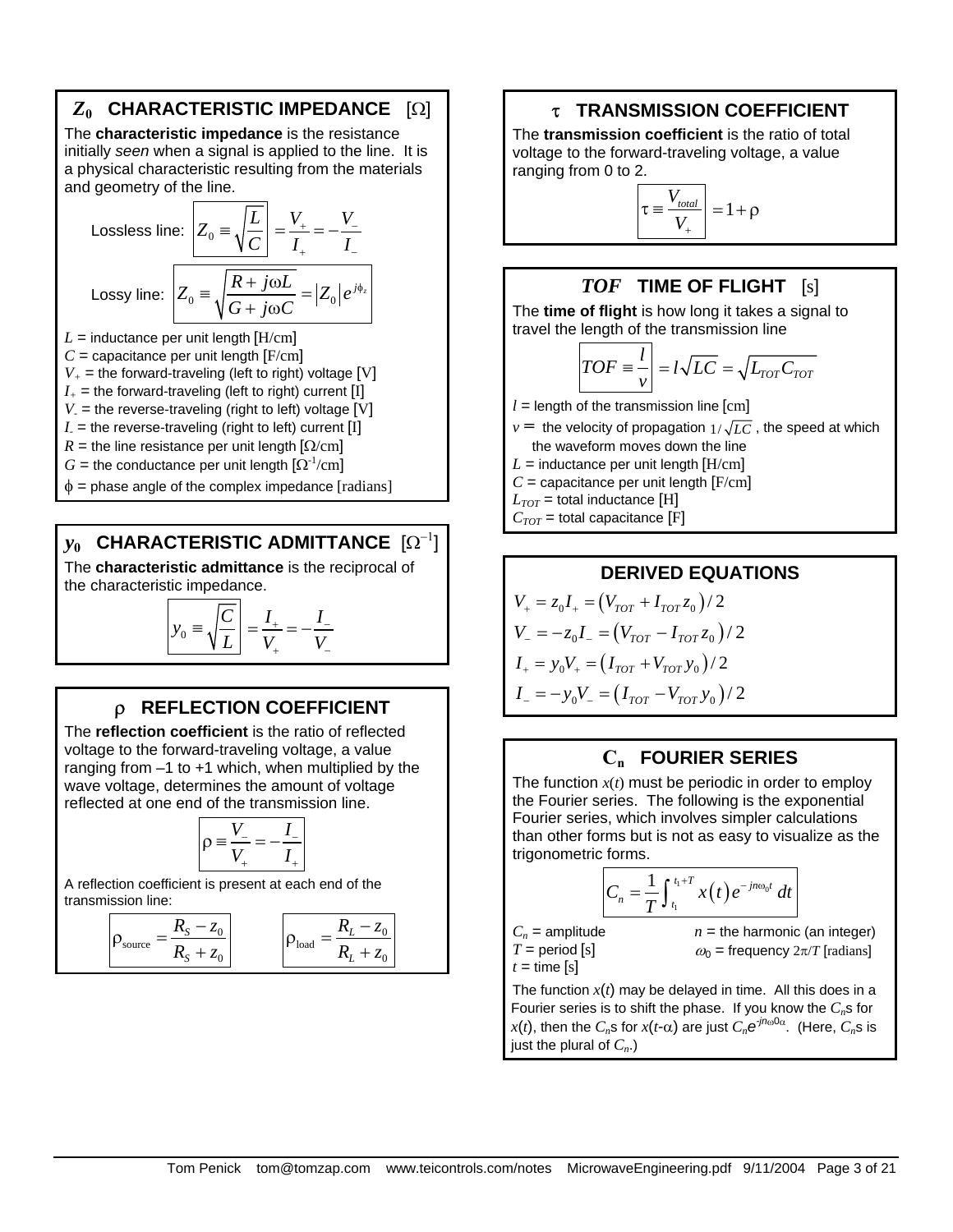## $Z_0$ CHARACTERISTIC IMPEDANCE [Ω]

The **characteristic impedance** is the resistance initially *seen* when a signal is applied to the line. It is a physical characteristic resulting from the materials and geometry of the line.

Lossless line: $$Z_0 \equiv \sqrt{\frac{L}{C}} = \frac{V_+}{I_+} = -\frac{V_-}{I_-}$$

Lossy line: $$Z_0 \equiv \sqrt{\frac{R + j\omega L}{G + j\omega C}} = |Z_0| e^{j\phi_z}$$

$L$ = inductance per unit length [H/cm]
$C$ = capacitance per unit length [F/cm]
$V_+$ = the forward-traveling (left to right) voltage [V]
$I_+$ = the forward-traveling (left to right) current [I]
$V_-$ = the reverse-traveling (right to left) voltage [V]
$I_-$ = the reverse-traveling (right to left) current [I]
$R$ = the line resistance per unit length [Ω/cm]
$G$ = the conductance per unit length [$\Omega^{-1}$/cm]
$\phi$ = phase angle of the complex impedance [radians]

## $y_0$ CHARACTERISTIC ADMITTANCE [$\Omega^{-1}$]

The **characteristic admittance** is the reciprocal of the characteristic impedance.

$$y_0 \equiv \sqrt{\frac{C}{L}} = \frac{I_+}{V_+} = -\frac{I_-}{V_-}$$

## ρ REFLECTION COEFFICIENT

The **reflection coefficient** is the ratio of reflected voltage to the forward-traveling voltage, a value ranging from –1 to +1 which, when multiplied by the wave voltage, determines the amount of voltage reflected at one end of the transmission line.

$$\rho \equiv \frac{V_-}{V_+} = -\frac{I_-}{I_+}$$

A reflection coefficient is present at each end of the transmission line:

$$\rho_{\text{source}} = \frac{R_S - z_0}{R_S + z_0} \qquad \rho_{\text{load}} = \frac{R_L - z_0}{R_L + z_0}$$

## τ TRANSMISSION COEFFICIENT

The **transmission coefficient** is the ratio of total voltage to the forward-traveling voltage, a value ranging from 0 to 2.

$$\tau \equiv \frac{V_{total}}{V_+} = 1 + \rho$$

## *TOF* TIME OF FLIGHT [s]

The **time of flight** is how long it takes a signal to travel the length of the transmission line

$$TOF \equiv \frac{l}{v} = l\sqrt{LC} = \sqrt{L_{TOT} C_{TOT}}$$

$l$ = length of the transmission line [cm]
$v$ = the velocity of propagation $1/\sqrt{LC}$, the speed at which the waveform moves down the line
$L$ = inductance per unit length [H/cm]
$C$ = capacitance per unit length [F/cm]
$L_{TOT}$ = total inductance [H]
$C_{TOT}$ = total capacitance [F]

## DERIVED EQUATIONS

$$V_+ = z_0 I_+ = \left(V_{TOT} + I_{TOT} z_0\right)/2$$
$$V_- = -z_0 I_- = \left(V_{TOT} - I_{TOT} z_0\right)/2$$
$$I_+ = y_0 V_+ = \left(I_{TOT} + V_{TOT} y_0\right)/2$$
$$I_- = -y_0 V_- = \left(I_{TOT} - V_{TOT} y_0\right)/2$$

## $C_n$ FOURIER SERIES

The function $x(t)$ must be periodic in order to employ the Fourier series. The following is the exponential Fourier series, which involves simpler calculations than other forms but is not as easy to visualize as the trigonometric forms.

$$C_n = \frac{1}{T}\int_{t_1}^{t_1+T} x(t) e^{-jn\omega_0 t}\, dt$$

$C_n$ = amplitude
$T$ = period [s]
$t$ = time [s]
$n$ = the harmonic (an integer)
$\omega_0$ = frequency $2\pi/T$ [radians]

The function $x(t)$ may be delayed in time. All this does in a Fourier series is to shift the phase. If you know the $C_n$s for $x(t)$, then the $C_n$s for $x(t-\alpha)$ are just $C_n e^{-jn\omega_0\alpha}$. (Here, $C_n$s is just the plural of $C_n$.)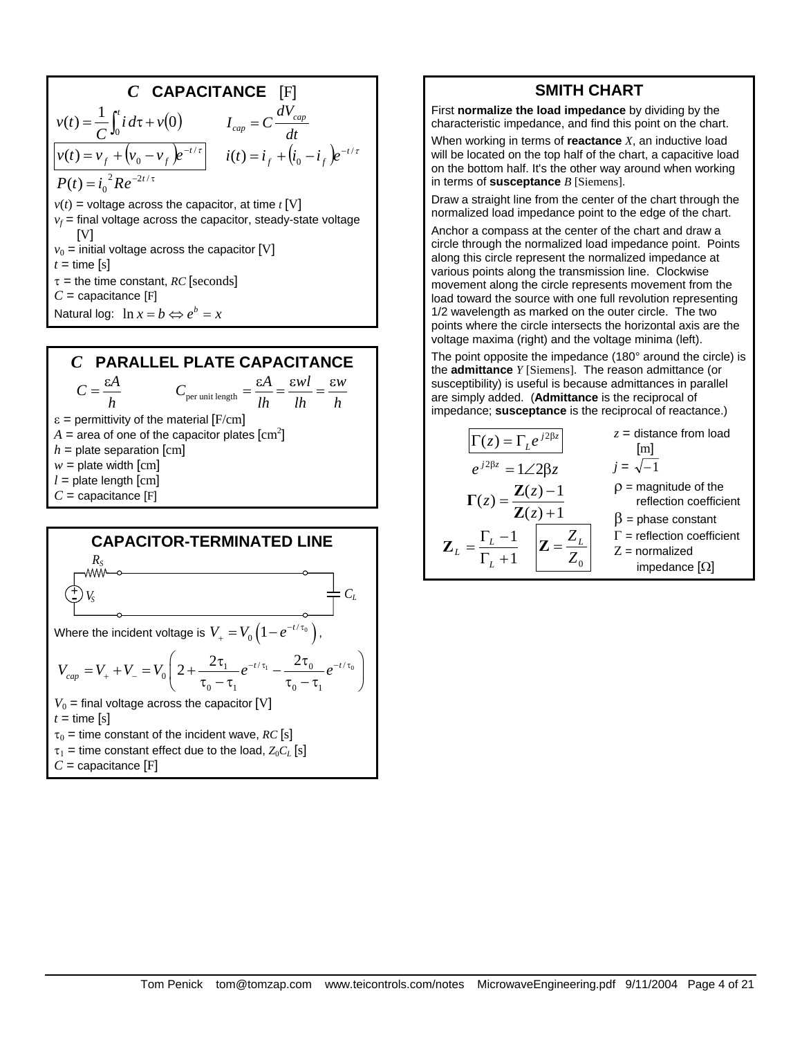## $C$ CAPACITANCE [F]

$$v(t) = \frac{1}{C}\int_0^t i \, d\tau + v(0) \qquad I_{cap} = C\frac{dV_{cap}}{dt}$$

$$\boxed{v(t) = v_f + (v_0 - v_f)e^{-t/\tau}} \qquad i(t) = i_f + (i_0 - i_f)e^{-t/\tau}$$

$$P(t) = {i_0}^2 R e^{-2t/\tau}$$

$v(t)$ = voltage across the capacitor, at time $t$ [V]

$v_f$ = final voltage across the capacitor, steady-state voltage [V]

$v_0$ = initial voltage across the capacitor [V]

$t$ = time [s]

$\tau$ = the time constant, $RC$ [seconds]

$C$ = capacitance [F]

Natural log: $\ln x = b \Leftrightarrow e^b = x$

## $C$ PARALLEL PLATE CAPACITANCE

$$C = \frac{\varepsilon A}{h} \qquad C_{\text{per unit length}} = \frac{\varepsilon A}{lh} = \frac{\varepsilon wl}{lh} = \frac{\varepsilon w}{h}$$

$\varepsilon$ = permittivity of the material [F/cm]

$A$ = area of one of the capacitor plates [cm$^2$]

$h$ = plate separation [cm]

$w$ = plate width [cm]

$l$ = plate length [cm]

$C$ = capacitance [F]

## CAPACITOR-TERMINATED LINE

$R_S$, $V_S$, $C_L$

Where the incident voltage is $V_+ = V_0\left(1 - e^{-t/\tau_0}\right)$,

$$V_{cap} = V_+ + V_- = V_0\left(2 + \frac{2\tau_1}{\tau_0 - \tau_1}e^{-t/\tau_1} - \frac{2\tau_0}{\tau_0 - \tau_1}e^{-t/\tau_0}\right)$$

$V_0$ = final voltage across the capacitor [V]

$t$ = time [s]

$\tau_0$ = time constant of the incident wave, $RC$ [s]

$\tau_1$ = time constant effect due to the load, $Z_0C_L$ [s]

$C$ = capacitance [F]

## SMITH CHART

First **normalize the load impedance** by dividing by the characteristic impedance, and find this point on the chart.

When working in terms of **reactance** $X$, an inductive load will be located on the top half of the chart, a capacitive load on the bottom half. It's the other way around when working in terms of **susceptance** $B$ [Siemens].

Draw a straight line from the center of the chart through the normalized load impedance point to the edge of the chart.

Anchor a compass at the center of the chart and draw a circle through the normalized load impedance point. Points along this circle represent the normalized impedance at various points along the transmission line. Clockwise movement along the circle represents movement from the load toward the source with one full revolution representing 1/2 wavelength as marked on the outer circle. The two points where the circle intersects the horizontal axis are the voltage maxima (right) and the voltage minima (left).

The point opposite the impedance (180° around the circle) is the **admittance** $Y$ [Siemens]. The reason admittance (or susceptibility) is useful is because admittances in parallel are simply added. (**Admittance** is the reciprocal of impedance; **susceptance** is the reciprocal of reactance.)

$$\boxed{\Gamma(z) = \Gamma_L e^{j2\beta z}}$$

$$e^{j2\beta z} = 1\angle 2\beta z$$

$$\mathbf{\Gamma}(z) = \frac{\mathbf{Z}(z) - 1}{\mathbf{Z}(z) + 1}$$

$$\mathbf{Z}_L = \frac{\Gamma_L - 1}{\Gamma_L + 1} \qquad \boxed{\mathbf{Z} = \frac{Z_L}{Z_0}}$$

$z$ = distance from load [m]

$j = \sqrt{-1}$

$\rho$ = magnitude of the reflection coefficient

$\beta$ = phase constant

$\Gamma$ = reflection coefficient

Z = normalized impedance [Ω]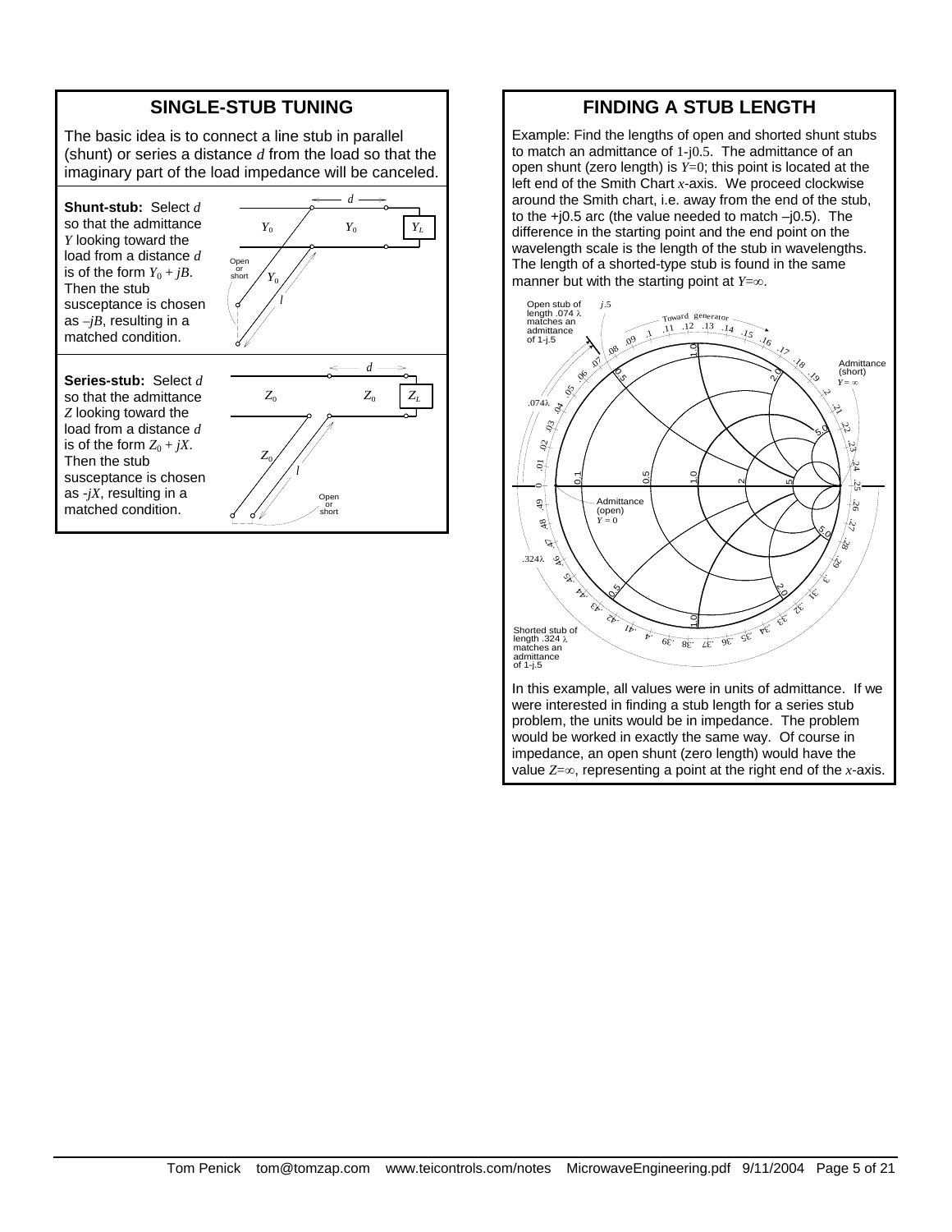## SINGLE-STUB TUNING

The basic idea is to connect a line stub in parallel (shunt) or series a distance $d$ from the load so that the imaginary part of the load impedance will be canceled.

**Shunt-stub:** Select $d$ so that the admittance $Y$ looking toward the load from a distance $d$ is of the form $Y_0 + jB$. Then the stub susceptance is chosen as $-jB$, resulting in a matched condition.

**Series-stub:** Select $d$ so that the admittance $Z$ looking toward the load from a distance $d$ is of the form $Z_0 + jX$. Then the stub susceptance is chosen as $-jX$, resulting in a matched condition.

## FINDING A STUB LENGTH

Example: Find the lengths of open and shorted shunt stubs to match an admittance of 1-j0.5. The admittance of an open shunt (zero length) is $Y$=0; this point is located at the left end of the Smith Chart $x$-axis. We proceed clockwise around the Smith chart, i.e. away from the end of the stub, to the +j0.5 arc (the value needed to match –j0.5). The difference in the starting point and the end point on the wavelength scale is the length of the stub in wavelengths. The length of a shorted-type stub is found in the same manner but with the starting point at $Y$=∞.

Open stub of length .074 λ matches an admittance of 1-j.5

Shorted stub of length .324 λ matches an admittance of 1-j.5

In this example, all values were in units of admittance. If we were interested in finding a stub length for a series stub problem, the units would be in impedance. The problem would be worked in exactly the same way. Of course in impedance, an open shunt (zero length) would have the value $Z$=∞, representing a point at the right end of the $x$-axis.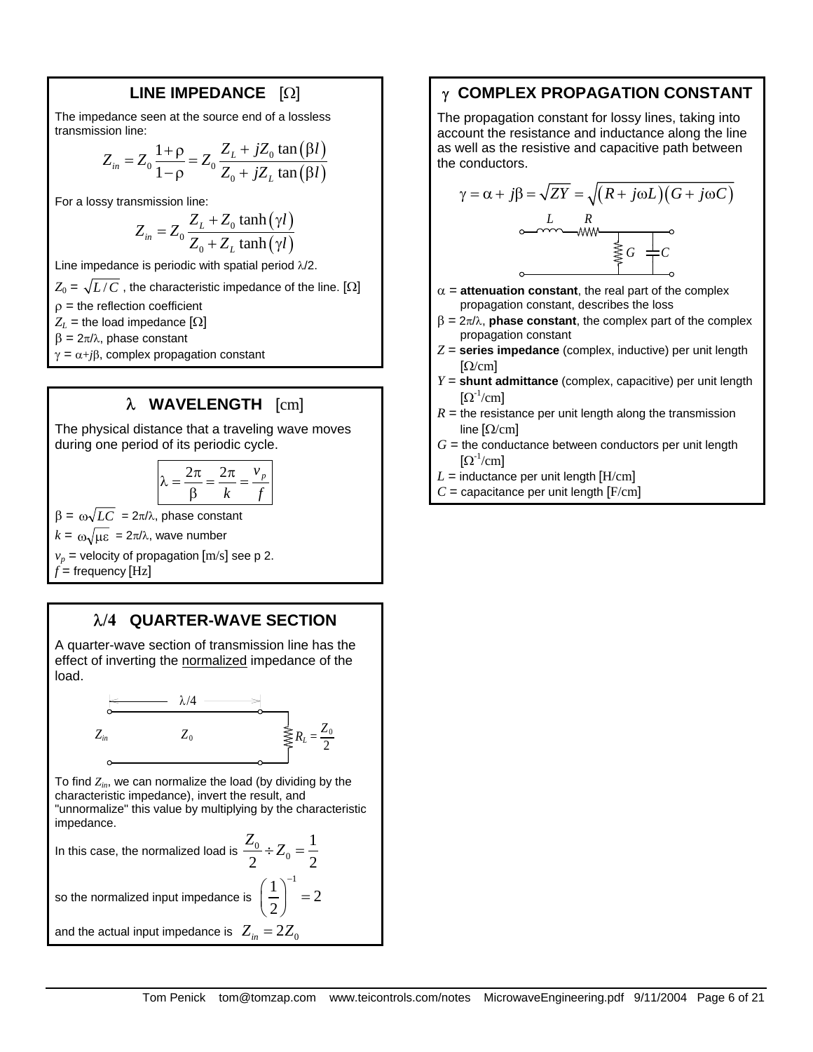## LINE IMPEDANCE [Ω]

The impedance seen at the source end of a lossless transmission line:

$$Z_{in} = Z_0 \frac{1+\rho}{1-\rho} = Z_0 \frac{Z_L + jZ_0 \tan(\beta l)}{Z_0 + jZ_L \tan(\beta l)}$$

For a lossy transmission line:

$$Z_{in} = Z_0 \frac{Z_L + Z_0 \tanh(\gamma l)}{Z_0 + Z_L \tanh(\gamma l)}$$

Line impedance is periodic with spatial period $\lambda/2$.

$Z_0 = \sqrt{L/C}$ , the characteristic impedance of the line. [Ω]

$\rho$ = the reflection coefficient

$Z_L$ = the load impedance [Ω]

$\beta = 2\pi/\lambda$, phase constant

$\gamma = \alpha + j\beta$, complex propagation constant

## λ WAVELENGTH [cm]

The physical distance that a traveling wave moves during one period of its periodic cycle.

$$\lambda = \frac{2\pi}{\beta} = \frac{2\pi}{k} = \frac{v_p}{f}$$

$\beta = \omega\sqrt{LC} = 2\pi/\lambda$, phase constant

$k = \omega\sqrt{\mu\varepsilon} = 2\pi/\lambda$, wave number

$v_p$ = velocity of propagation [m/s] see p 2.

$f$ = frequency [Hz]

## λ/4 QUARTER-WAVE SECTION

A quarter-wave section of transmission line has the effect of inverting the normalized impedance of the load.

$Z_{in}$ — $Z_0$ — $\lambda/4$ — $R_L = \frac{Z_0}{2}$

To find $Z_{in}$, we can normalize the load (by dividing by the characteristic impedance), invert the result, and "unnormalize" this value by multiplying by the characteristic impedance.

In this case, the normalized load is $\frac{Z_0}{2} \div Z_0 = \frac{1}{2}$

so the normalized input impedance is $\left(\frac{1}{2}\right)^{-1} = 2$

and the actual input impedance is $Z_{in} = 2Z_0$

## γ COMPLEX PROPAGATION CONSTANT

The propagation constant for lossy lines, taking into account the resistance and inductance along the line as well as the resistive and capacitive path between the conductors.

$$\gamma = \alpha + j\beta = \sqrt{ZY} = \sqrt{(R + j\omega L)(G + j\omega C)}$$

$\alpha$ = **attenuation constant**, the real part of the complex propagation constant, describes the loss

$\beta = 2\pi/\lambda$, **phase constant**, the complex part of the complex propagation constant

$Z$ = **series impedance** (complex, inductive) per unit length [Ω/cm]

$Y$ = **shunt admittance** (complex, capacitive) per unit length [$\Omega^{-1}$/cm]

$R$ = the resistance per unit length along the transmission line [Ω/cm]

$G$ = the conductance between conductors per unit length [$\Omega^{-1}$/cm]

$L$ = inductance per unit length [H/cm]

$C$ = capacitance per unit length [F/cm]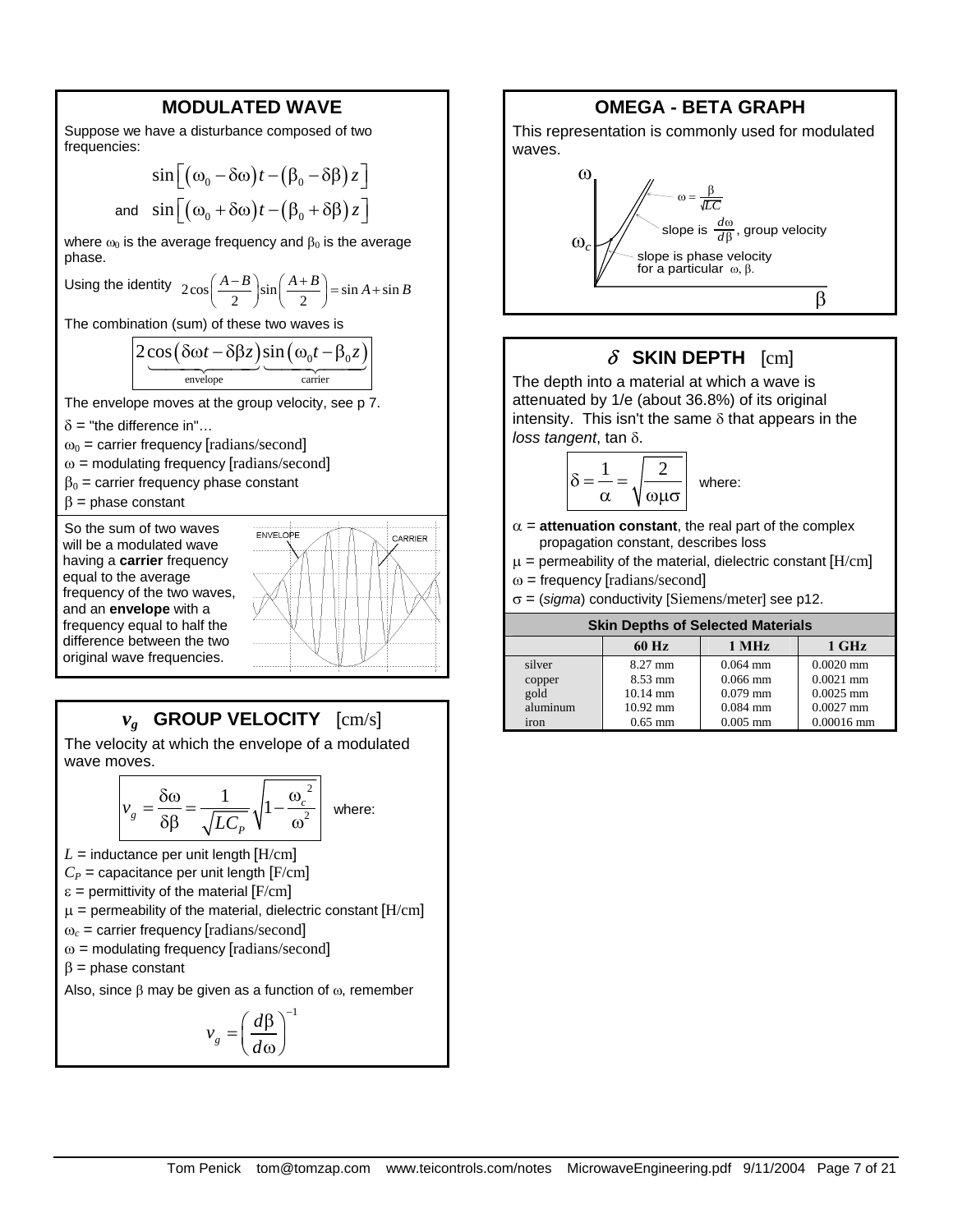## MODULATED WAVE

Suppose we have a disturbance composed of two frequencies:

$$\sin\left[\left(\omega_0 - \delta\omega\right)t - \left(\beta_0 - \delta\beta\right)z\right]$$

and $\sin\left[\left(\omega_0 + \delta\omega\right)t - \left(\beta_0 + \delta\beta\right)z\right]$

where $\omega_0$ is the average frequency and $\beta_0$ is the average phase.

Using the identity $2\cos\left(\frac{A-B}{2}\right)\sin\left(\frac{A+B}{2}\right) = \sin A + \sin B$

The combination (sum) of these two waves is

$$\underbrace{2\cos\left(\delta\omega t - \delta\beta z\right)}_{\text{envelope}}\underbrace{\sin\left(\omega_0 t - \beta_0 z\right)}_{\text{carrier}}$$

The envelope moves at the group velocity, see p 7.

$\delta$ = "the difference in"…

$\omega_0$ = carrier frequency [radians/second]

$\omega$ = modulating frequency [radians/second]

$\beta_0$ = carrier frequency phase constant

$\beta$ = phase constant

So the sum of two waves will be a modulated wave having a **carrier** frequency equal to the average frequency of the two waves, and an **envelope** with a frequency equal to half the difference between the two original wave frequencies.

## $v_g$ GROUP VELOCITY [cm/s]

The velocity at which the envelope of a modulated wave moves.

$$v_g = \frac{\delta\omega}{\delta\beta} = \frac{1}{\sqrt{LC_P}}\sqrt{1 - \frac{\omega_c^{\,2}}{\omega^2}}$$

where:

$L$ = inductance per unit length [H/cm]

$C_P$ = capacitance per unit length [F/cm]

$\varepsilon$ = permittivity of the material [F/cm]

$\mu$ = permeability of the material, dielectric constant [H/cm]

$\omega_c$ = carrier frequency [radians/second]

$\omega$ = modulating frequency [radians/second]

$\beta$ = phase constant

Also, since $\beta$ may be given as a function of $\omega$, remember

$$v_g = \left(\frac{d\beta}{d\omega}\right)^{-1}$$

## OMEGA - BETA GRAPH

This representation is commonly used for modulated waves.

Graph labels: $\omega$; $\omega_c$; $\beta$; $\omega = \frac{\beta}{\sqrt{LC}}$; slope is $\frac{d\omega}{d\beta}$, group velocity; slope is phase velocity for a particular $\omega$, $\beta$.

## $\delta$ SKIN DEPTH [cm]

The depth into a material at which a wave is attenuated by 1/e (about 36.8%) of its original intensity. This isn't the same $\delta$ that appears in the *loss tangent*, tan $\delta$.

$$\delta = \frac{1}{\alpha} = \sqrt{\frac{2}{\omega\mu\sigma}}$$

where:

$\alpha$ = **attenuation constant**, the real part of the complex propagation constant, describes loss

$\mu$ = permeability of the material, dielectric constant [H/cm]

$\omega$ = frequency [radians/second]

$\sigma$ = (*sigma*) conductivity [Siemens/meter] see p12.

**Skin Depths of Selected Materials**

| | 60 Hz | 1 MHz | 1 GHz |
|---|---|---|---|
| silver | 8.27 mm | 0.064 mm | 0.0020 mm |
| copper | 8.53 mm | 0.066 mm | 0.0021 mm |
| gold | 10.14 mm | 0.079 mm | 0.0025 mm |
| aluminum | 10.92 mm | 0.084 mm | 0.0027 mm |
| iron | 0.65 mm | 0.005 mm | 0.00016 mm |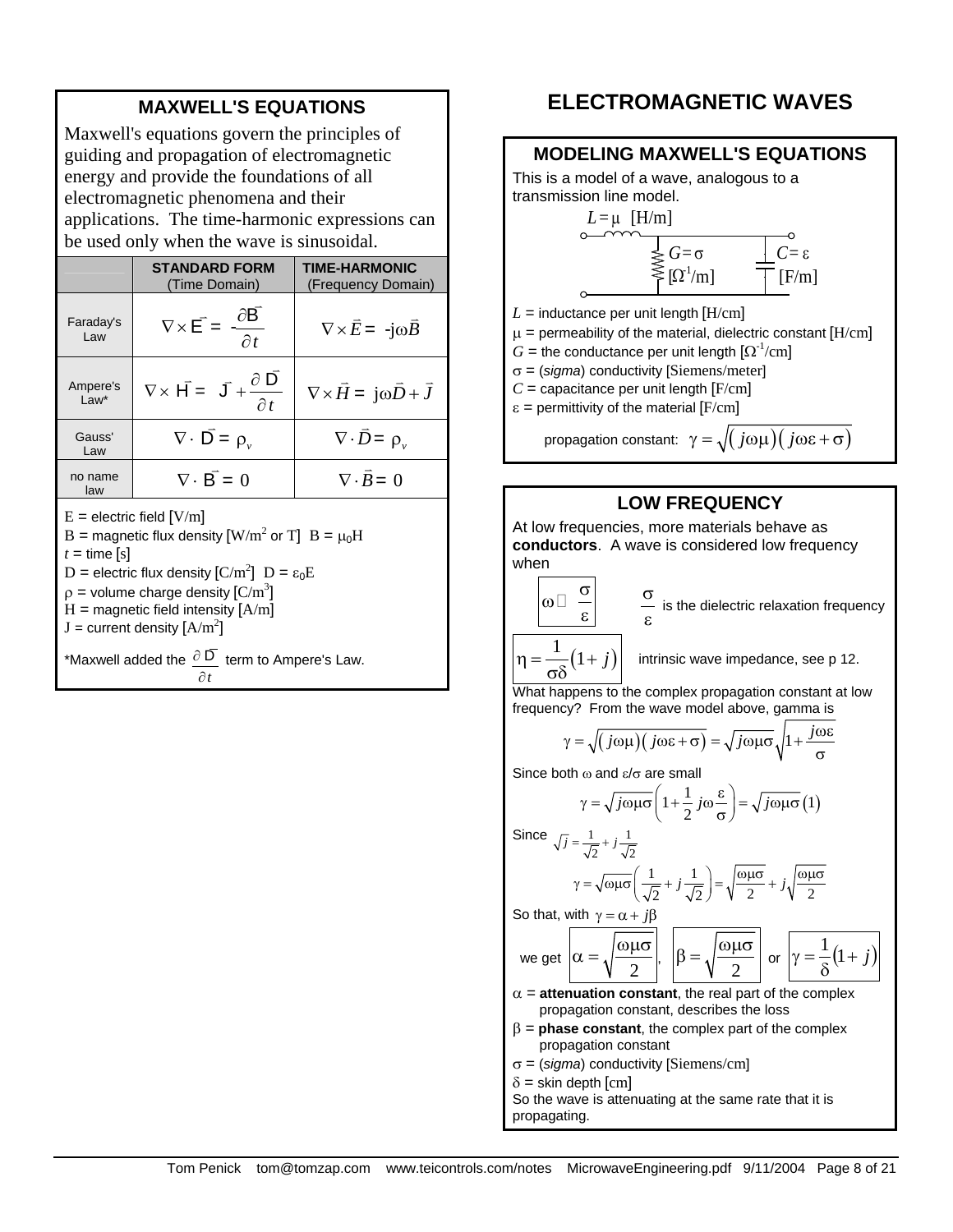## MAXWELL'S EQUATIONS

Maxwell's equations govern the principles of guiding and propagation of electromagnetic energy and provide the foundations of all electromagnetic phenomena and their applications. The time-harmonic expressions can be used only when the wave is sinusoidal.

| | STANDARD FORM (Time Domain) | TIME-HARMONIC (Frequency Domain) |
|---|---|---|
| Faraday's Law | $\nabla \times \vec{E} = -\frac{\partial \vec{B}}{\partial t}$ | $\nabla \times \vec{E} = -j\omega \vec{B}$ |
| Ampere's Law* | $\nabla \times \vec{H} = \vec{J} + \frac{\partial \vec{D}}{\partial t}$ | $\nabla \times \vec{H} = j\omega \vec{D} + \vec{J}$ |
| Gauss' Law | $\nabla \cdot \vec{D} = \rho_v$ | $\nabla \cdot \vec{D} = \rho_v$ |
| no name law | $\nabla \cdot \vec{B} = 0$ | $\nabla \cdot \vec{B} = 0$ |

E = electric field [V/m]
B = magnetic flux density [W/m$^2$ or T] $B = \mu_0 H$
$t$ = time [s]
D = electric flux density [C/m$^2$] $D = \varepsilon_0 E$
$\rho$ = volume charge density [C/m$^3$]
H = magnetic field intensity [A/m]
J = current density [A/m$^2$]

*Maxwell added the $\frac{\partial \vec{D}}{\partial t}$ term to Ampere's Law.

# ELECTROMAGNETIC WAVES

## MODELING MAXWELL'S EQUATIONS

This is a model of a wave, analogous to a transmission line model.

$L = \mu$ [H/m], $G = \sigma$ [$\Omega^{-1}$/m], $C = \varepsilon$ [F/m]

$L$ = inductance per unit length [H/cm]
$\mu$ = permeability of the material, dielectric constant [H/cm]
$G$ = the conductance per unit length [$\Omega^{-1}$/cm]
$\sigma$ = (*sigma*) conductivity [Siemens/meter]
$C$ = capacitance per unit length [F/cm]
$\varepsilon$ = permittivity of the material [F/cm]

propagation constant: $\gamma = \sqrt{(j\omega\mu)(j\omega\varepsilon + \sigma)}$

## LOW FREQUENCY

At low frequencies, more materials behave as **conductors**. A wave is considered low frequency when

$\omega \ll \frac{\sigma}{\varepsilon}$ $\quad \frac{\sigma}{\varepsilon}$ is the dielectric relaxation frequency

$\eta = \frac{1}{\sigma\delta}(1+j)$ $\quad$ intrinsic wave impedance, see p 12.

What happens to the complex propagation constant at low frequency? From the wave model above, gamma is

$$\gamma = \sqrt{(j\omega\mu)(j\omega\varepsilon + \sigma)} = \sqrt{j\omega\mu\sigma}\sqrt{1 + \frac{j\omega\varepsilon}{\sigma}}$$

Since both $\omega$ and $\varepsilon/\sigma$ are small

$$\gamma = \sqrt{j\omega\mu\sigma}\left(1 + \frac{1}{2}j\omega\frac{\varepsilon}{\sigma}\right) = \sqrt{j\omega\mu\sigma}\,(1)$$

Since $\sqrt{j} = \frac{1}{\sqrt{2}} + j\frac{1}{\sqrt{2}}$

$$\gamma = \sqrt{\omega\mu\sigma}\left(\frac{1}{\sqrt{2}} + j\frac{1}{\sqrt{2}}\right) = \sqrt{\frac{\omega\mu\sigma}{2}} + j\sqrt{\frac{\omega\mu\sigma}{2}}$$

So that, with $\gamma = \alpha + j\beta$

we get $\alpha = \sqrt{\frac{\omega\mu\sigma}{2}}$, $\beta = \sqrt{\frac{\omega\mu\sigma}{2}}$ or $\gamma = \frac{1}{\delta}(1+j)$

$\alpha$ = **attenuation constant**, the real part of the complex propagation constant, describes the loss
$\beta$ = **phase constant**, the complex part of the complex propagation constant
$\sigma$ = (*sigma*) conductivity [Siemens/cm]
$\delta$ = skin depth [cm]

So the wave is attenuating at the same rate that it is propagating.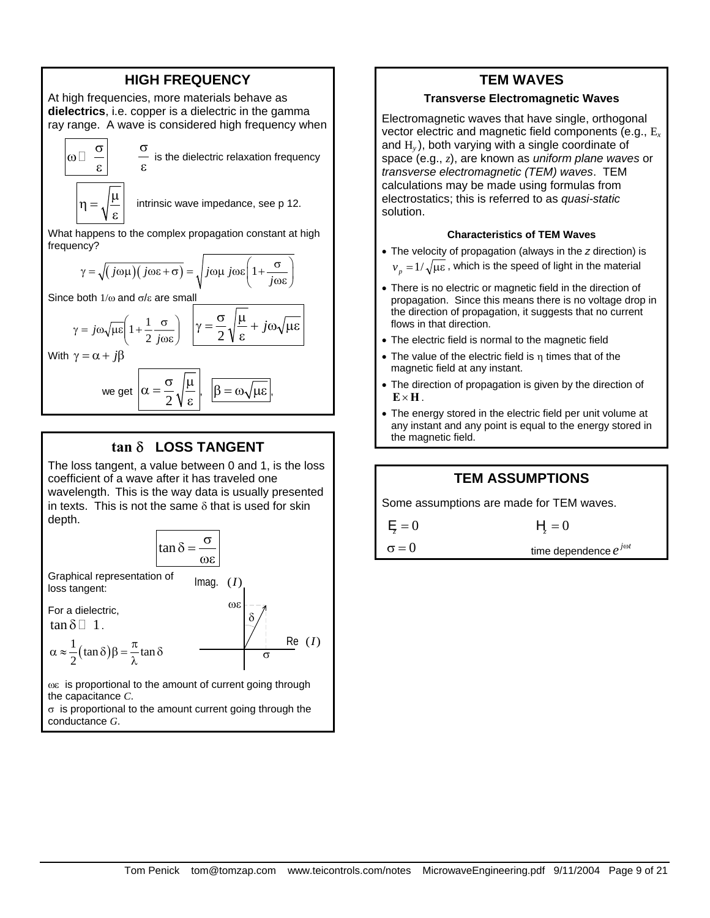## HIGH FREQUENCY

At high frequencies, more materials behave as **dielectrics**, i.e. copper is a dielectric in the gamma ray range. A wave is considered high frequency when

$$\omega \gg \frac{\sigma}{\varepsilon}$$

$\frac{\sigma}{\varepsilon}$ is the dielectric relaxation frequency

$$\eta = \sqrt{\frac{\mu}{\varepsilon}}$$

intrinsic wave impedance, see p 12.

What happens to the complex propagation constant at high frequency?

$$\gamma = \sqrt{(j\omega\mu)(j\omega\varepsilon + \sigma)} = \sqrt{j\omega\mu\, j\omega\varepsilon\left(1 + \frac{\sigma}{j\omega\varepsilon}\right)}$$

Since both $1/\omega$ and $\sigma/\varepsilon$ are small

$$\gamma = j\omega\sqrt{\mu\varepsilon}\left(1 + \frac{1}{2}\frac{\sigma}{j\omega\varepsilon}\right) \qquad \gamma = \frac{\sigma}{2}\sqrt{\frac{\mu}{\varepsilon}} + j\omega\sqrt{\mu\varepsilon}$$

With $\gamma = \alpha + j\beta$

we get $\alpha = \frac{\sigma}{2}\sqrt{\frac{\mu}{\varepsilon}}$, $\beta = \omega\sqrt{\mu\varepsilon}$,

## $\tan\delta$ LOSS TANGENT

The loss tangent, a value between 0 and 1, is the loss coefficient of a wave after it has traveled one wavelength. This is the way data is usually presented in texts. This is not the same $\delta$ that is used for skin depth.

$$\tan\delta = \frac{\sigma}{\omega\varepsilon}$$

Graphical representation of loss tangent:

For a dielectric, $\tan\delta \ll 1$.

$$\alpha \approx \frac{1}{2}(\tan\delta)\beta = \frac{\pi}{\lambda}\tan\delta$$

$\omega\varepsilon$ is proportional to the amount of current going through the capacitance $C$.

$\sigma$ is proportional to the amount current going through the conductance $G$.

## TEM WAVES

### Transverse Electromagnetic Waves

Electromagnetic waves that have single, orthogonal vector electric and magnetic field components (e.g., $E_x$ and $H_y$), both varying with a single coordinate of space (e.g., $z$), are known as *uniform plane waves* or *transverse electromagnetic (TEM) waves*. TEM calculations may be made using formulas from electrostatics; this is referred to as *quasi-static* solution.

#### Characteristics of TEM Waves

- The velocity of propagation (always in the *z* direction) is $v_p = 1/\sqrt{\mu\varepsilon}$, which is the speed of light in the material
- There is no electric or magnetic field in the direction of propagation. Since this means there is no voltage drop in the direction of propagation, it suggests that no current flows in that direction.
- The electric field is normal to the magnetic field
- The value of the electric field is $\eta$ times that of the magnetic field at any instant.
- The direction of propagation is given by the direction of $\mathbf{E} \times \mathbf{H}$.
- The energy stored in the electric field per unit volume at any instant and any point is equal to the energy stored in the magnetic field.

## TEM ASSUMPTIONS

Some assumptions are made for TEM waves.

$E_z = 0$ $\qquad$ $H_z = 0$

$\sigma = 0$ $\qquad$ time dependence $e^{j\omega t}$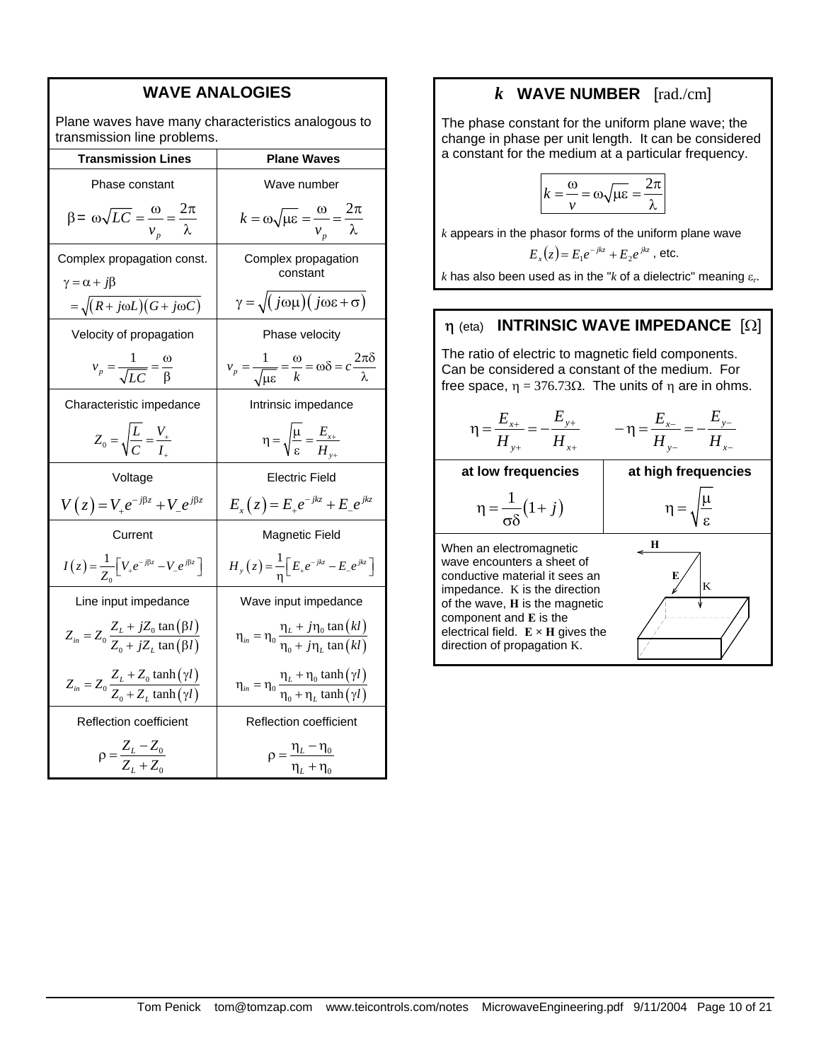## WAVE ANALOGIES

Plane waves have many characteristics analogous to transmission line problems.

| Transmission Lines | Plane Waves |
|---|---|
| Phase constant $\beta = \omega\sqrt{LC} = \frac{\omega}{v_p} = \frac{2\pi}{\lambda}$ | Wave number $k = \omega\sqrt{\mu\varepsilon} = \frac{\omega}{v_p} = \frac{2\pi}{\lambda}$ |
| Complex propagation const. $\gamma = \alpha + j\beta = \sqrt{(R + j\omega L)(G + j\omega C)}$ | Complex propagation constant $\gamma = \sqrt{(j\omega\mu)(j\omega\varepsilon + \sigma)}$ |
| Velocity of propagation $v_p = \frac{1}{\sqrt{LC}} = \frac{\omega}{\beta}$ | Phase velocity $v_p = \frac{1}{\sqrt{\mu\varepsilon}} = \frac{\omega}{k} = \omega\delta = c\frac{2\pi\delta}{\lambda}$ |
| Characteristic impedance $Z_0 = \sqrt{\frac{L}{C}} = \frac{V_+}{I_+}$ | Intrinsic impedance $\eta = \sqrt{\frac{\mu}{\varepsilon}} = \frac{E_{x+}}{H_{y+}}$ |
| Voltage $V(z) = V_+ e^{-j\beta z} + V_- e^{j\beta z}$ | Electric Field $E_x(z) = E_+ e^{-jkz} + E_- e^{jkz}$ |
| Current $I(z) = \frac{1}{Z_0}\left[V_+ e^{-j\beta z} - V_- e^{j\beta z}\right]$ | Magnetic Field $H_y(z) = \frac{1}{\eta}\left[E_+ e^{-jkz} - E_- e^{jkz}\right]$ |
| Line input impedance $Z_{in} = Z_0 \frac{Z_L + jZ_0 \tan(\beta l)}{Z_0 + jZ_L \tan(\beta l)}$ ; $Z_{in} = Z_0 \frac{Z_L + Z_0 \tanh(\gamma l)}{Z_0 + Z_L \tanh(\gamma l)}$ | Wave input impedance $\eta_{in} = \eta_0 \frac{\eta_L + j\eta_0 \tan(kl)}{\eta_0 + j\eta_L \tan(kl)}$ ; $\eta_{in} = \eta_0 \frac{\eta_L + \eta_0 \tanh(\gamma l)}{\eta_0 + \eta_L \tanh(\gamma l)}$ |
| Reflection coefficient $\rho = \frac{Z_L - Z_0}{Z_L + Z_0}$ | Reflection coefficient $\rho = \frac{\eta_L - \eta_0}{\eta_L + \eta_0}$ |

## *k* WAVE NUMBER [rad./cm]

The phase constant for the uniform plane wave; the change in phase per unit length. It can be considered a constant for the medium at a particular frequency.

$$k = \frac{\omega}{v} = \omega\sqrt{\mu\varepsilon} = \frac{2\pi}{\lambda}$$

*k* appears in the phasor forms of the uniform plane wave

$$E_x(z) = E_1 e^{-jkz} + E_2 e^{jkz}, \text{ etc.}$$

*k* has also been used as in the "*k* of a dielectric" meaning $\varepsilon_r$.

## η (eta) INTRINSIC WAVE IMPEDANCE [Ω]

The ratio of electric to magnetic field components. Can be considered a constant of the medium. For free space, $\eta = 376.73\Omega$. The units of $\eta$ are in ohms.

$$\eta = \frac{E_{x+}}{H_{y+}} = -\frac{E_{y+}}{H_{x+}} \qquad -\eta = \frac{E_{x-}}{H_{y-}} = -\frac{E_{y-}}{H_{x-}}$$

| at low frequencies | at high frequencies |
|---|---|
| $\eta = \frac{1}{\sigma\delta}(1 + j)$ | $\eta = \sqrt{\frac{\mu}{\varepsilon}}$ |

When an electromagnetic wave encounters a sheet of conductive material it sees an impedance. K is the direction of the wave, **H** is the magnetic component and **E** is the electrical field. **E** × **H** gives the direction of propagation K.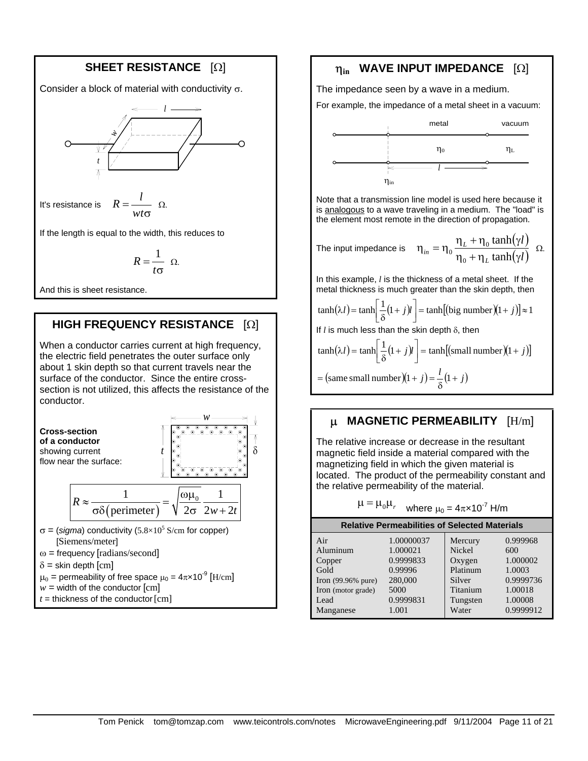## SHEET RESISTANCE [Ω]

Consider a block of material with conductivity σ.

It's resistance is $R = \dfrac{l}{wt\sigma}$ Ω.

If the length is equal to the width, this reduces to

$$R = \frac{1}{t\sigma} \ \Omega.$$

And this is sheet resistance.

## HIGH FREQUENCY RESISTANCE [Ω]

When a conductor carries current at high frequency, the electric field penetrates the outer surface only about 1 skin depth so that current travels near the surface of the conductor. Since the entire cross-section is not utilized, this affects the resistance of the conductor.

**Cross-section of a conductor** showing current flow near the surface:

$$R \approx \frac{1}{\sigma\delta(\text{perimeter})} = \sqrt{\frac{\omega\mu_0}{2\sigma}}\,\frac{1}{2w+2t}$$

σ = (*sigma*) conductivity ($5.8\times10^5$ S/cm for copper) [Siemens/meter]

ω = frequency [radians/second]

δ = skin depth [cm]

$\mu_0$ = permeability of free space $\mu_0 = 4\pi\times10^{-9}$ [H/cm]

$w$ = width of the conductor [cm]

$t$ = thickness of the conductor [cm]

## $\eta_{in}$ WAVE INPUT IMPEDANCE [Ω]

The impedance seen by a wave in a medium.

For example, the impedance of a metal sheet in a vacuum:

Note that a transmission line model is used here because it is analogous to a wave traveling in a medium. The "load" is the element most remote in the direction of propagation.

The input impedance is $\eta_{in} = \eta_0 \dfrac{\eta_L + \eta_0 \tanh(\gamma l)}{\eta_0 + \eta_L \tanh(\gamma l)}$ Ω.

In this example, $l$ is the thickness of a metal sheet. If the metal thickness is much greater than the skin depth, then

$$\tanh(\lambda l) = \tanh\left[\frac{1}{\delta}(1+j)l\right] = \tanh[(\text{big number})(1+j)] \approx 1$$

If $l$ is much less than the skin depth δ, then

$$\tanh(\lambda l) = \tanh\left[\frac{1}{\delta}(1+j)l\right] = \tanh[(\text{small number})(1+j)]$$

$$= (\text{same small number})(1+j) = \frac{l}{\delta}(1+j)$$

## μ MAGNETIC PERMEABILITY [H/m]

The relative increase or decrease in the resultant magnetic field inside a material compared with the magnetizing field in which the given material is located. The product of the permeability constant and the relative permeability of the material.

$\mu = \mu_0\mu_r$ where $\mu_0 = 4\pi\times10^{-7}$ H/m

**Relative Permeabilities of Selected Materials**

| Material | $\mu_r$ | Material | $\mu_r$ |
|---|---|---|---|
| Air | 1.00000037 | Mercury | 0.999968 |
| Aluminum | 1.000021 | Nickel | 600 |
| Copper | 0.9999833 | Oxygen | 1.000002 |
| Gold | 0.99996 | Platinum | 1.0003 |
| Iron (99.96% pure) | 280,000 | Silver | 0.9999736 |
| Iron (motor grade) | 5000 | Titanium | 1.00018 |
| Lead | 0.9999831 | Tungsten | 1.00008 |
| Manganese | 1.001 | Water | 0.9999912 |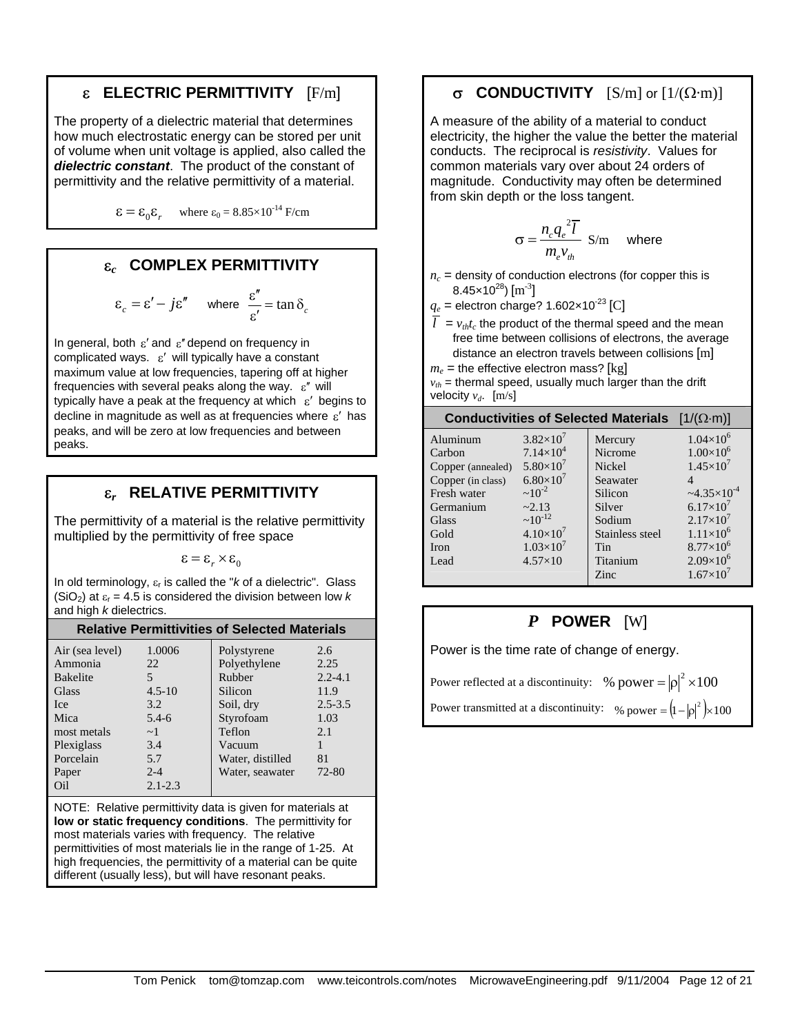## $\varepsilon$ ELECTRIC PERMITTIVITY [F/m]

The property of a dielectric material that determines how much electrostatic energy can be stored per unit of volume when unit voltage is applied, also called the ***dielectric constant***. The product of the constant of permittivity and the relative permittivity of a material.

$$\varepsilon = \varepsilon_0 \varepsilon_r \quad \text{where } \varepsilon_0 = 8.85\times10^{-14} \text{ F/cm}$$

## $\varepsilon_c$ COMPLEX PERMITTIVITY

$$\varepsilon_c = \varepsilon' - j\varepsilon'' \quad \text{where} \quad \frac{\varepsilon''}{\varepsilon'} = \tan\delta_c$$

In general, both $\varepsilon'$ and $\varepsilon''$ depend on frequency in complicated ways. $\varepsilon'$ will typically have a constant maximum value at low frequencies, tapering off at higher frequencies with several peaks along the way. $\varepsilon''$ will typically have a peak at the frequency at which $\varepsilon'$ begins to decline in magnitude as well as at frequencies where $\varepsilon'$ has peaks, and will be zero at low frequencies and between peaks.

## $\varepsilon_r$ RELATIVE PERMITTIVITY

The permittivity of a material is the relative permittivity multiplied by the permittivity of free space

$$\varepsilon = \varepsilon_r \times \varepsilon_0$$

In old terminology, $\varepsilon_r$ is called the "*k* of a dielectric". Glass ($SiO_2$) at $\varepsilon_r = 4.5$ is considered the division between low *k* and high *k* dielectrics.

**Relative Permittivities of Selected Materials**

| Material | $\varepsilon_r$ | Material | $\varepsilon_r$ |
|---|---|---|---|
| Air (sea level) | 1.0006 | Polystyrene | 2.6 |
| Ammonia | 22 | Polyethylene | 2.25 |
| Bakelite | 5 | Rubber | 2.2-4.1 |
| Glass | 4.5-10 | Silicon | 11.9 |
| Ice | 3.2 | Soil, dry | 2.5-3.5 |
| Mica | 5.4-6 | Styrofoam | 1.03 |
| most metals | ~1 | Teflon | 2.1 |
| Plexiglass | 3.4 | Vacuum | 1 |
| Porcelain | 5.7 | Water, distilled | 81 |
| Paper | 2-4 | Water, seawater | 72-80 |
| Oil | 2.1-2.3 | | |

NOTE: Relative permittivity data is given for materials at **low or static frequency conditions**. The permittivity for most materials varies with frequency. The relative permittivities of most materials lie in the range of 1-25. At high frequencies, the permittivity of a material can be quite different (usually less), but will have resonant peaks.

## $\sigma$ CONDUCTIVITY [S/m] or [1/($\Omega$·m)]

A measure of the ability of a material to conduct electricity, the higher the value the better the material conducts. The reciprocal is *resistivity*. Values for common materials vary over about 24 orders of magnitude. Conductivity may often be determined from skin depth or the loss tangent.

$$\sigma = \frac{n_c q_e^{\,2} \overline{l}}{m_e v_{th}} \text{ S/m} \quad \text{where}$$

$n_c$ = density of conduction electrons (for copper this is $8.45\times10^{28}$) [$m^{-3}$]

$q_e$ = electron charge? $1.602\times10^{-23}$ [C]

$\overline{l} = v_{th} t_c$ the product of the thermal speed and the mean free time between collisions of electrons, the average distance an electron travels between collisions [m]

$m_e$ = the effective electron mass? [kg]

$v_{th}$ = thermal speed, usually much larger than the drift velocity $v_d$. [m/s]

**Conductivities of Selected Materials** [1/($\Omega$·m)]

| Material | $\sigma$ | Material | $\sigma$ |
|---|---|---|---|
| Aluminum | $3.82\times10^{7}$ | Mercury | $1.04\times10^{6}$ |
| Carbon | $7.14\times10^{4}$ | Nicrome | $1.00\times10^{6}$ |
| Copper (annealed) | $5.80\times10^{7}$ | Nickel | $1.45\times10^{7}$ |
| Copper (in class) | $6.80\times10^{7}$ | Seawater | 4 |
| Fresh water | $\sim10^{-2}$ | Silicon | $\sim4.35\times10^{-4}$ |
| Germanium | ~2.13 | Silver | $6.17\times10^{7}$ |
| Glass | $\sim10^{-12}$ | Sodium | $2.17\times10^{7}$ |
| Gold | $4.10\times10^{7}$ | Stainless steel | $1.11\times10^{6}$ |
| Iron | $1.03\times10^{7}$ | Tin | $8.77\times10^{6}$ |
| Lead | $4.57\times10$ | Titanium | $2.09\times10^{6}$ |
| | | Zinc | $1.67\times10^{7}$ |

## *P* POWER [W]

Power is the time rate of change of energy.

Power reflected at a discontinuity: $\%\text{ power} = |\rho|^2 \times 100$

Power transmitted at a discontinuity: $\%\text{ power} = \left(1 - |\rho|^2\right) \times 100$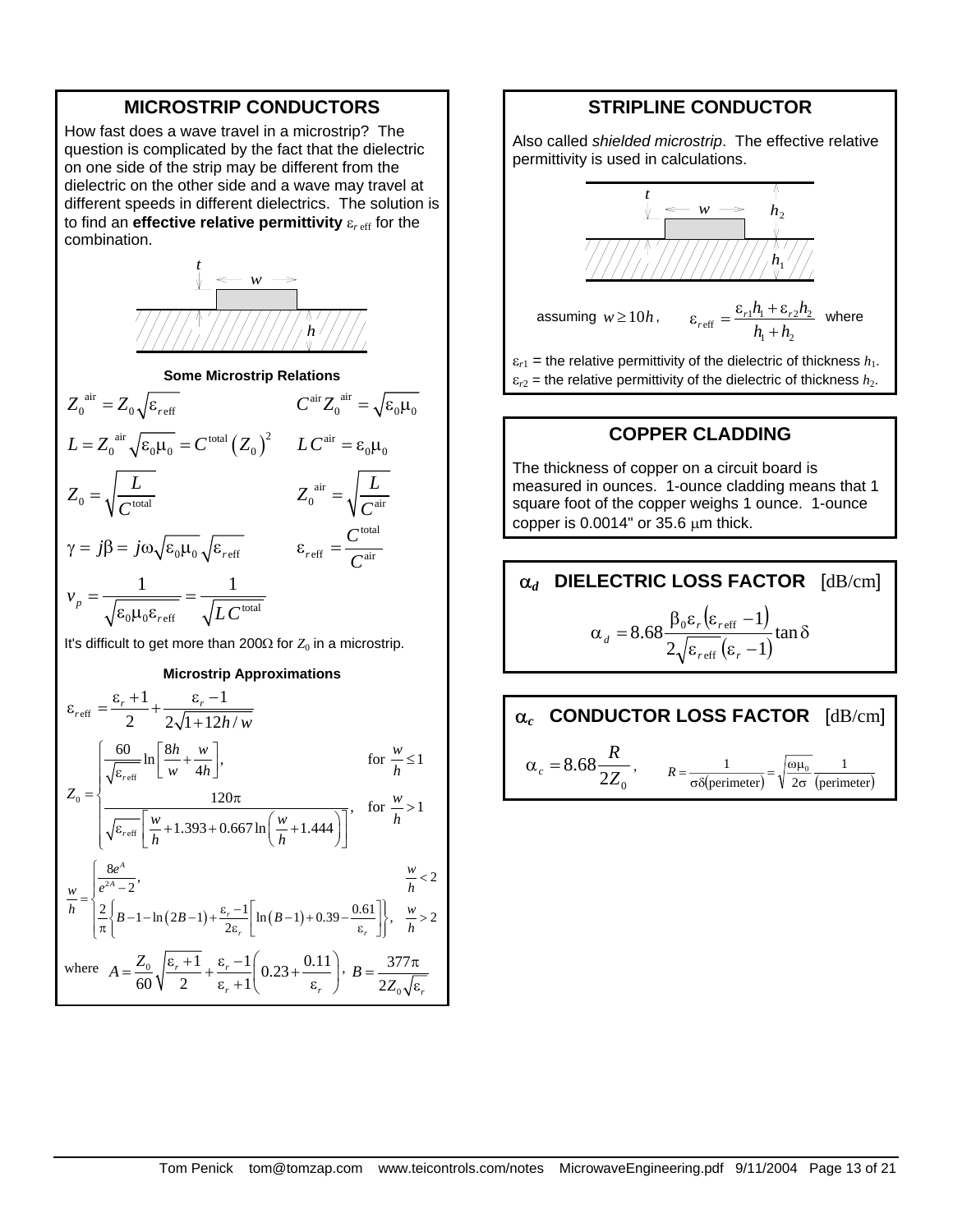## MICROSTRIP CONDUCTORS

How fast does a wave travel in a microstrip? The question is complicated by the fact that the dielectric on one side of the strip may be different from the dielectric on the other side and a wave may travel at different speeds in different dielectrics. The solution is to find an **effective relative permittivity** $\varepsilon_{r\,\text{eff}}$ for the combination.

### Some Microstrip Relations

$$Z_0^{\text{air}} = Z_0 \sqrt{\varepsilon_{r\,\text{eff}}} \qquad C^{\text{air}} Z_0^{\text{air}} = \sqrt{\varepsilon_0 \mu_0}$$

$$L = Z_0^{\text{air}} \sqrt{\varepsilon_0 \mu_0} = C^{\text{total}} \left(Z_0\right)^2 \qquad L\,C^{\text{air}} = \varepsilon_0 \mu_0$$

$$Z_0 = \sqrt{\frac{L}{C^{\text{total}}}} \qquad Z_0^{\text{air}} = \sqrt{\frac{L}{C^{\text{air}}}}$$

$$\gamma = j\beta = j\omega \sqrt{\varepsilon_0 \mu_0} \sqrt{\varepsilon_{r\,\text{eff}}} \qquad \varepsilon_{r\,\text{eff}} = \frac{C^{\text{total}}}{C^{\text{air}}}$$

$$v_p = \frac{1}{\sqrt{\varepsilon_0 \mu_0 \varepsilon_{r\,\text{eff}}}} = \frac{1}{\sqrt{L\,C^{\text{total}}}}$$

It's difficult to get more than 200Ω for $Z_0$ in a microstrip.

### Microstrip Approximations

$$\varepsilon_{r\,\text{eff}} = \frac{\varepsilon_r + 1}{2} + \frac{\varepsilon_r - 1}{2\sqrt{1 + 12h/w}}$$

$$Z_0 = \begin{cases} \dfrac{60}{\sqrt{\varepsilon_{r\,\text{eff}}}} \ln\left[\dfrac{8h}{w} + \dfrac{w}{4h}\right], & \text{for } \dfrac{w}{h} \le 1 \\[2ex] \dfrac{120\pi}{\sqrt{\varepsilon_{r\,\text{eff}}}\left[\dfrac{w}{h} + 1.393 + 0.667 \ln\left(\dfrac{w}{h} + 1.444\right)\right]}, & \text{for } \dfrac{w}{h} > 1 \end{cases}$$

$$\frac{w}{h} = \begin{cases} \dfrac{8e^A}{e^{2A} - 2}, & \dfrac{w}{h} < 2 \\[2ex] \dfrac{2}{\pi}\left\{B - 1 - \ln(2B - 1) + \dfrac{\varepsilon_r - 1}{2\varepsilon_r}\left[\ln(B - 1) + 0.39 - \dfrac{0.61}{\varepsilon_r}\right]\right\}, & \dfrac{w}{h} > 2 \end{cases}$$

where $A = \dfrac{Z_0}{60}\sqrt{\dfrac{\varepsilon_r + 1}{2}} + \dfrac{\varepsilon_r - 1}{\varepsilon_r + 1}\left(0.23 + \dfrac{0.11}{\varepsilon_r}\right)$, $B = \dfrac{377\pi}{2Z_0\sqrt{\varepsilon_r}}$

## STRIPLINE CONDUCTOR

Also called *shielded microstrip*. The effective relative permittivity is used in calculations.

assuming $w \ge 10h$, $\quad \varepsilon_{r\,\text{eff}} = \dfrac{\varepsilon_{r1} h_1 + \varepsilon_{r2} h_2}{h_1 + h_2}$ where

$\varepsilon_{r1}$ = the relative permittivity of the dielectric of thickness $h_1$.
$\varepsilon_{r2}$ = the relative permittivity of the dielectric of thickness $h_2$.

## COPPER CLADDING

The thickness of copper on a circuit board is measured in ounces. 1-ounce cladding means that 1 square foot of the copper weighs 1 ounce. 1-ounce copper is 0.0014" or 35.6 μm thick.

## $\alpha_d$ DIELECTRIC LOSS FACTOR [dB/cm]

$$\alpha_d = 8.68 \frac{\beta_0 \varepsilon_r \left(\varepsilon_{r\,\text{eff}} - 1\right)}{2\sqrt{\varepsilon_{r\,\text{eff}}}\left(\varepsilon_r - 1\right)} \tan\delta$$

## $\alpha_c$ CONDUCTOR LOSS FACTOR [dB/cm]

$$\alpha_c = 8.68 \frac{R}{2Z_0}, \qquad R = \frac{1}{\sigma\delta(\text{perimeter})} = \sqrt{\frac{\omega\mu_0}{2\sigma}} \frac{1}{(\text{perimeter})}$$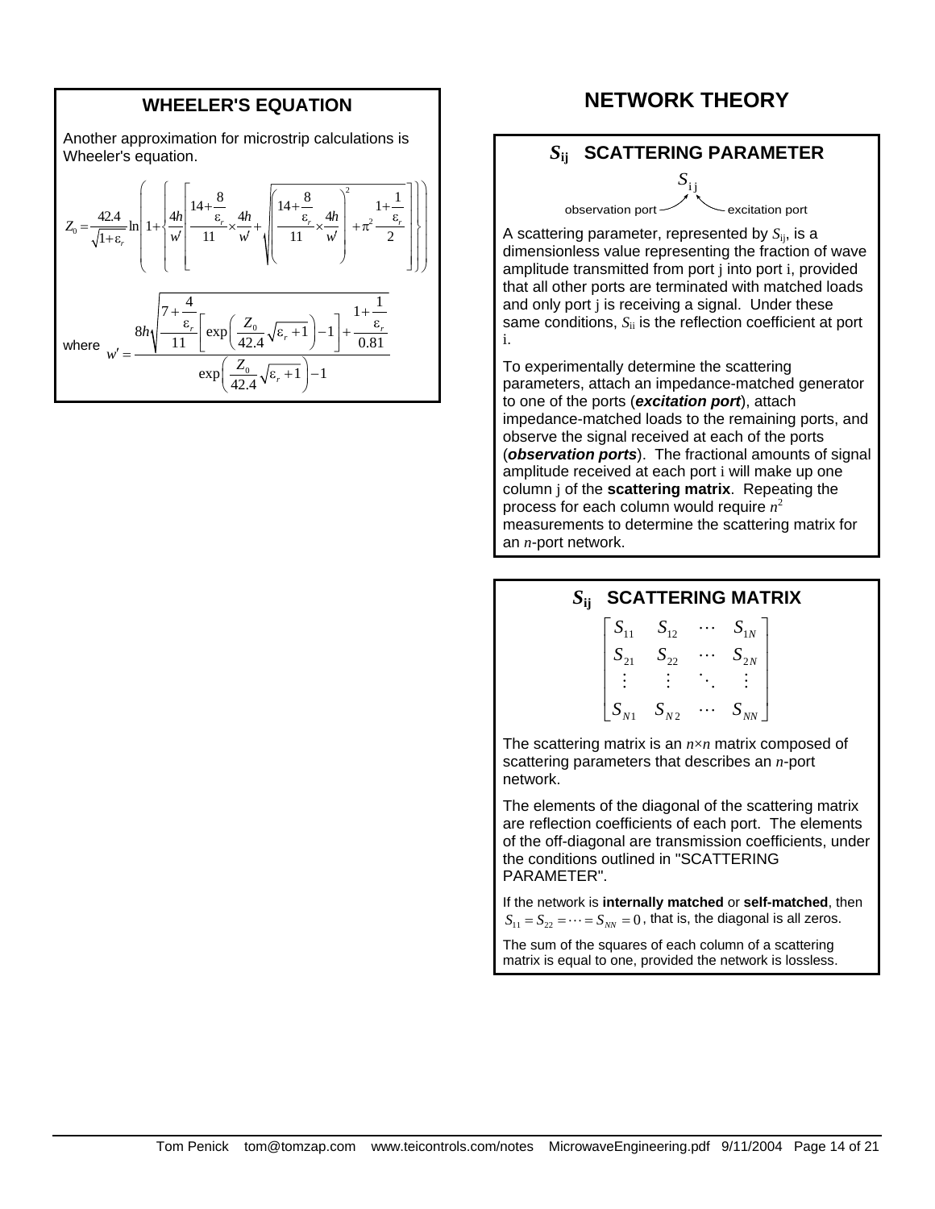## WHEELER'S EQUATION

Another approximation for microstrip calculations is Wheeler's equation.

$$Z_0 = \frac{42.4}{\sqrt{1+\varepsilon_r}} \ln\left(1+\left\{\frac{4h}{w'}\left[\frac{14+\frac{8}{\varepsilon_r}}{11}\times\frac{4h}{w'}+\sqrt{\left(\frac{14+\frac{8}{\varepsilon_r}}{11}\times\frac{4h}{w'}\right)^2+\pi^2\frac{1+\frac{1}{\varepsilon_r}}{2}}\right]\right\}\right)$$

where
$$w' = \frac{8h\sqrt{\frac{7+\frac{4}{\varepsilon_r}}{11}\left[\exp\left(\frac{Z_0}{42.4}\sqrt{\varepsilon_r+1}\right)-1\right]+\frac{1+\frac{1}{\varepsilon_r}}{0.81}}}{\exp\left(\frac{Z_0}{42.4}\sqrt{\varepsilon_r+1}\right)-1}$$

# NETWORK THEORY

## $S_{ij}$ SCATTERING PARAMETER

$$S_{ij}$$

observation port (i) — excitation port (j)

A scattering parameter, represented by $S_{ij}$, is a dimensionless value representing the fraction of wave amplitude transmitted from port j into port i, provided that all other ports are terminated with matched loads and only port j is receiving a signal. Under these same conditions, $S_{ii}$ is the reflection coefficient at port i.

To experimentally determine the scattering parameters, attach an impedance-matched generator to one of the ports (***excitation port***), attach impedance-matched loads to the remaining ports, and observe the signal received at each of the ports (***observation ports***). The fractional amounts of signal amplitude received at each port i will make up one column j of the **scattering matrix**. Repeating the process for each column would require $n^2$ measurements to determine the scattering matrix for an $n$-port network.

## $S_{ij}$ SCATTERING MATRIX

$$\begin{bmatrix} S_{11} & S_{12} & \cdots & S_{1N} \\ S_{21} & S_{22} & \cdots & S_{2N} \\ \vdots & \vdots & \ddots & \vdots \\ S_{N1} & S_{N2} & \cdots & S_{NN} \end{bmatrix}$$

The scattering matrix is an $n\times n$ matrix composed of scattering parameters that describes an $n$-port network.

The elements of the diagonal of the scattering matrix are reflection coefficients of each port. The elements of the off-diagonal are transmission coefficients, under the conditions outlined in "SCATTERING PARAMETER".

If the network is **internally matched** or **self-matched**, then $S_{11} = S_{22} = \cdots = S_{NN} = 0$, that is, the diagonal is all zeros.

The sum of the squares of each column of a scattering matrix is equal to one, provided the network is lossless.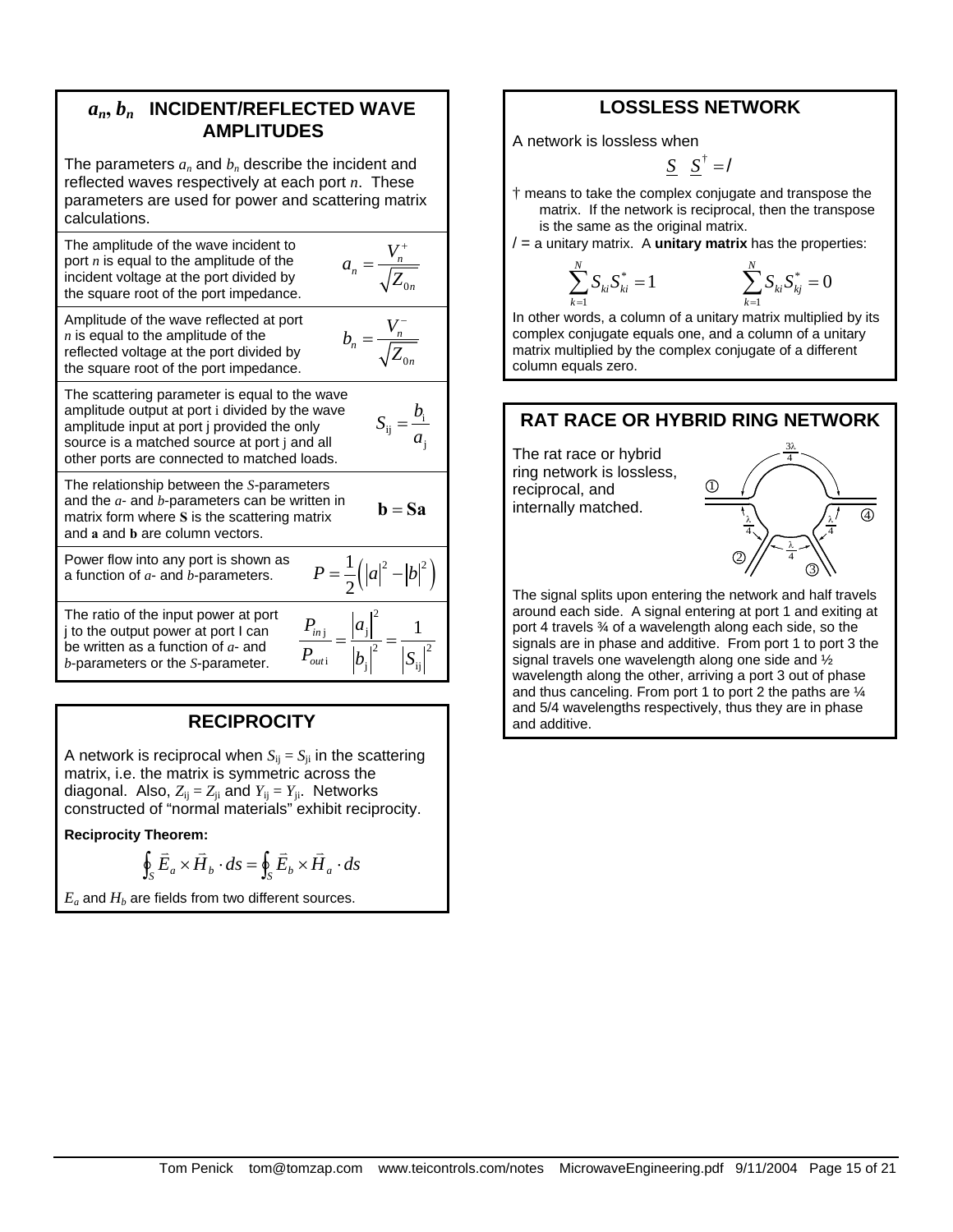## $a_n$, $b_n$ INCIDENT/REFLECTED WAVE AMPLITUDES

The parameters $a_n$ and $b_n$ describe the incident and reflected waves respectively at each port $n$. These parameters are used for power and scattering matrix calculations.

The amplitude of the wave incident to port $n$ is equal to the amplitude of the incident voltage at the port divided by the square root of the port impedance.

$$a_n = \frac{V_n^+}{\sqrt{Z_{0n}}}$$

Amplitude of the wave reflected at port $n$ is equal to the amplitude of the reflected voltage at the port divided by the square root of the port impedance.

$$b_n = \frac{V_n^-}{\sqrt{Z_{0n}}}$$

The scattering parameter is equal to the wave amplitude output at port i divided by the wave amplitude input at port j provided the only source is a matched source at port j and all other ports are connected to matched loads.

$$S_{ij} = \frac{b_i}{a_j}$$

The relationship between the $S$-parameters and the $a$- and $b$-parameters can be written in matrix form where $\mathbf{S}$ is the scattering matrix and $\mathbf{a}$ and $\mathbf{b}$ are column vectors.

$$\mathbf{b} = \mathbf{S}\mathbf{a}$$

Power flow into any port is shown as a function of $a$- and $b$-parameters.

$$P = \frac{1}{2}\left(|a|^2 - |b|^2\right)$$

The ratio of the input power at port j to the output power at port I can be written as a function of $a$- and $b$-parameters or the $S$-parameter.

$$\frac{P_{in\,j}}{P_{out\,i}} = \frac{|a_j|^2}{|b_j|^2} = \frac{1}{|S_{ij}|^2}$$

## RECIPROCITY

A network is reciprocal when $S_{ij} = S_{ji}$ in the scattering matrix, i.e. the matrix is symmetric across the diagonal. Also, $Z_{ij} = Z_{ji}$ and $Y_{ij} = Y_{ji}$. Networks constructed of "normal materials" exhibit reciprocity.

**Reciprocity Theorem:**

$$\oint_S \vec{E}_a \times \vec{H}_b \cdot ds = \oint_S \vec{E}_b \times \vec{H}_a \cdot ds$$

$E_a$ and $H_b$ are fields from two different sources.

## LOSSLESS NETWORK

A network is lossless when

$$\underline{S}\ \underline{S}^{\dagger} = I$$

† means to take the complex conjugate and transpose the matrix. If the network is reciprocal, then the transpose is the same as the original matrix.

$I$ = a unitary matrix. A **unitary matrix** has the properties:

$$\sum_{k=1}^{N} S_{ki} S_{ki}^* = 1 \qquad \sum_{k=1}^{N} S_{ki} S_{kj}^* = 0$$

In other words, a column of a unitary matrix multiplied by its complex conjugate equals one, and a column of a unitary matrix multiplied by the complex conjugate of a different column equals zero.

## RAT RACE OR HYBRID RING NETWORK

The rat race or hybrid ring network is lossless, reciprocal, and internally matched.

The signal splits upon entering the network and half travels around each side. A signal entering at port 1 and exiting at port 4 travels ¾ of a wavelength along each side, so the signals are in phase and additive. From port 1 to port 3 the signal travels one wavelength along one side and ½ wavelength along the other, arriving a port 3 out of phase and thus canceling. From port 1 to port 2 the paths are ¼ and 5/4 wavelengths respectively, thus they are in phase and additive.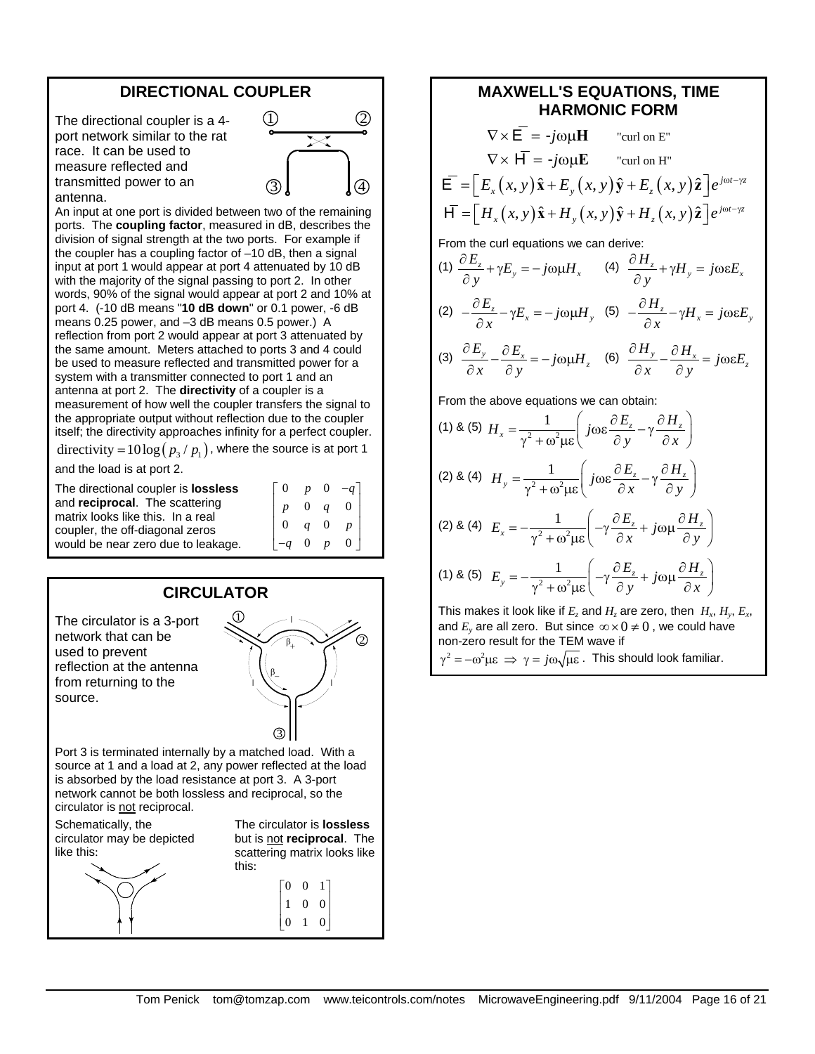## DIRECTIONAL COUPLER

The directional coupler is a 4-port network similar to the rat race. It can be used to measure reflected and transmitted power to an antenna.

An input at one port is divided between two of the remaining ports. The **coupling factor**, measured in dB, describes the division of signal strength at the two ports. For example if the coupler has a coupling factor of –10 dB, then a signal input at port 1 would appear at port 4 attenuated by 10 dB with the majority of the signal passing to port 2. In other words, 90% of the signal would appear at port 2 and 10% at port 4. (-10 dB means "**10 dB down**" or 0.1 power, -6 dB means 0.25 power, and –3 dB means 0.5 power.) A reflection from port 2 would appear at port 3 attenuated by the same amount. Meters attached to ports 3 and 4 could be used to measure reflected and transmitted power for a system with a transmitter connected to port 1 and an antenna at port 2. The **directivity** of a coupler is a measurement of how well the coupler transfers the signal to the appropriate output without reflection due to the coupler itself; the directivity approaches infinity for a perfect coupler. $\text{directivity} = 10\log\left(p_3 / p_1\right)$, where the source is at port 1 and the load is at port 2.

The directional coupler is **lossless** and **reciprocal**. The scattering matrix looks like this. In a real coupler, the off-diagonal zeros would be near zero due to leakage.

$$\begin{bmatrix} 0 & p & 0 & -q \\ p & 0 & q & 0 \\ 0 & q & 0 & p \\ -q & 0 & p & 0 \end{bmatrix}$$

## CIRCULATOR

The circulator is a 3-port network that can be used to prevent reflection at the antenna from returning to the source.

Port 3 is terminated internally by a matched load. With a source at 1 and a load at 2, any power reflected at the load is absorbed by the load resistance at port 3. A 3-port network cannot be both lossless and reciprocal, so the circulator is not reciprocal.

Schematically, the circulator may be depicted like this:

The circulator is **lossless** but is not **reciprocal**. The scattering matrix looks like this:

$$\begin{bmatrix} 0 & 0 & 1 \\ 1 & 0 & 0 \\ 0 & 1 & 0 \end{bmatrix}$$

## MAXWELL'S EQUATIONS, TIME HARMONIC FORM

$$\nabla \times \overline{\mathrm{E}} = -j\omega\mu\mathbf{H} \qquad \text{"curl on E"}$$

$$\nabla \times \overline{\mathrm{H}} = -j\omega\mu\mathbf{E} \qquad \text{"curl on H"}$$

$$\overline{\mathrm{E}} = \left[E_x(x,y)\hat{\mathbf{x}} + E_y(x,y)\hat{\mathbf{y}} + E_z(x,y)\hat{\mathbf{z}}\right]e^{j\omega t-\gamma z}$$

$$\overline{\mathrm{H}} = \left[H_x(x,y)\hat{\mathbf{x}} + H_y(x,y)\hat{\mathbf{y}} + H_z(x,y)\hat{\mathbf{z}}\right]e^{j\omega t-\gamma z}$$

From the curl equations we can derive:

(1) $\dfrac{\partial E_z}{\partial y} + \gamma E_y = -j\omega\mu H_x$ (4) $\dfrac{\partial H_z}{\partial y} + \gamma H_y = j\omega\varepsilon E_x$

(2) $-\dfrac{\partial E_z}{\partial x} - \gamma E_x = -j\omega\mu H_y$ (5) $-\dfrac{\partial H_z}{\partial x} - \gamma H_x = j\omega\varepsilon E_y$

(3) $\dfrac{\partial E_y}{\partial x} - \dfrac{\partial E_x}{\partial y} = -j\omega\mu H_z$ (6) $\dfrac{\partial H_y}{\partial x} - \dfrac{\partial H_x}{\partial y} = j\omega\varepsilon E_z$

From the above equations we can obtain:

(1) & (5) $H_x = \dfrac{1}{\gamma^2 + \omega^2\mu\varepsilon}\left(j\omega\varepsilon\dfrac{\partial E_z}{\partial y} - \gamma\dfrac{\partial H_z}{\partial x}\right)$

(2) & (4) $H_y = \dfrac{1}{\gamma^2 + \omega^2\mu\varepsilon}\left(j\omega\varepsilon\dfrac{\partial E_z}{\partial x} - \gamma\dfrac{\partial H_z}{\partial y}\right)$

(2) & (4) $E_x = -\dfrac{1}{\gamma^2 + \omega^2\mu\varepsilon}\left(-\gamma\dfrac{\partial E_z}{\partial x} + j\omega\mu\dfrac{\partial H_z}{\partial y}\right)$

(1) & (5) $E_y = -\dfrac{1}{\gamma^2 + \omega^2\mu\varepsilon}\left(-\gamma\dfrac{\partial E_z}{\partial y} + j\omega\mu\dfrac{\partial H_z}{\partial x}\right)$

This makes it look like if $E_z$ and $H_z$ are zero, then $H_x$, $H_y$, $E_x$, and $E_y$ are all zero. But since $\infty \times 0 \neq 0$, we could have non-zero result for the TEM wave if

$\gamma^2 = -\omega^2\mu\varepsilon \;\Rightarrow\; \gamma = j\omega\sqrt{\mu\varepsilon}$. This should look familiar.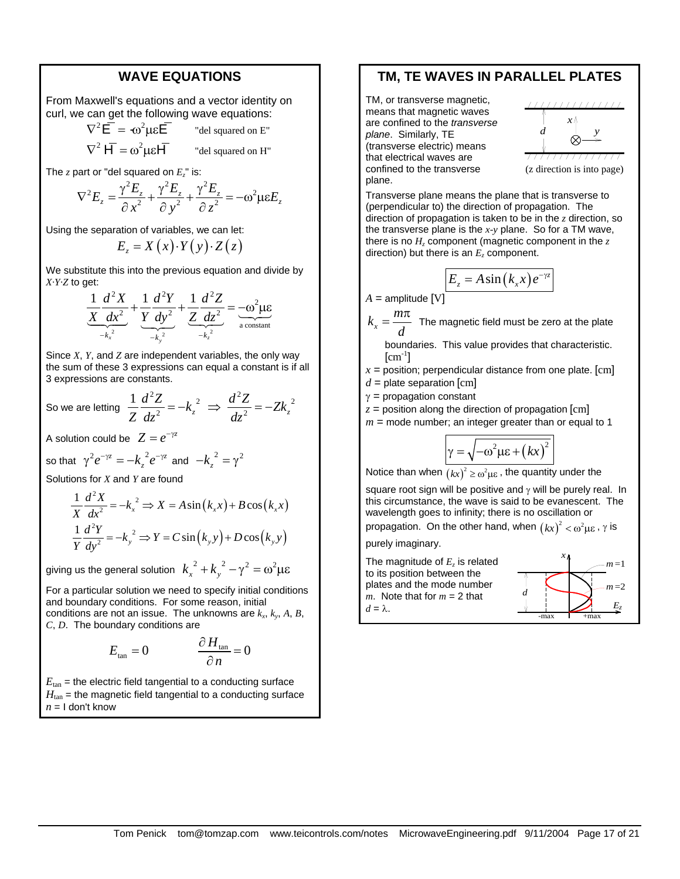## WAVE EQUATIONS

From Maxwell's equations and a vector identity on curl, we can get the following wave equations:

$$\nabla^2 \overline{E} = -\omega^2 \mu\varepsilon \overline{E} \qquad \text{"del squared on E"}$$

$$\nabla^2 \overline{H} = \omega^2 \mu\varepsilon \overline{H} \qquad \text{"del squared on H"}$$

The $z$ part or "del squared on $E_z$" is:

$$\nabla^2 E_z = \frac{\gamma^2 E_z}{\partial x^2} + \frac{\gamma^2 E_z}{\partial y^2} + \frac{\gamma^2 E_z}{\partial z^2} = -\omega^2 \mu\varepsilon E_z$$

Using the separation of variables, we can let:

$$E_z = X(x) \cdot Y(y) \cdot Z(z)$$

We substitute this into the previous equation and divide by $X \cdot Y \cdot Z$ to get:

$$\underbrace{\frac{1}{X}\frac{d^2 X}{dx^2}}_{-k_x^2} + \underbrace{\frac{1}{Y}\frac{d^2 Y}{dy^2}}_{-k_y^2} + \underbrace{\frac{1}{Z}\frac{d^2 Z}{dz^2}}_{-k_z^2} = \underbrace{-\omega^2 \mu\varepsilon}_{\text{a constant}}$$

Since $X$, $Y$, and $Z$ are independent variables, the only way the sum of these 3 expressions can equal a constant is if all 3 expressions are constants.

So we are letting $\frac{1}{Z}\frac{d^2 Z}{dz^2} = -k_z^2 \Rightarrow \frac{d^2 Z}{dz^2} = -Zk_z^2$

A solution could be $Z = e^{-\gamma z}$

so that $\gamma^2 e^{-\gamma z} = -k_z^2 e^{-\gamma z}$ and $-k_z^2 = \gamma^2$

Solutions for $X$ and $Y$ are found

$$\frac{1}{X}\frac{d^2 X}{dx^2} = -k_x^2 \Rightarrow X = A\sin(k_x x) + B\cos(k_x x)$$

$$\frac{1}{Y}\frac{d^2 Y}{dy^2} = -k_y^2 \Rightarrow Y = C\sin(k_y y) + D\cos(k_y y)$$

giving us the general solution $k_x^2 + k_y^2 - \gamma^2 = \omega^2 \mu\varepsilon$

For a particular solution we need to specify initial conditions and boundary conditions. For some reason, initial conditions are not an issue. The unknowns are $k_x$, $k_y$, $A$, $B$, $C$, $D$. The boundary conditions are

$$E_{\tan} = 0 \qquad\qquad \frac{\partial H_{\tan}}{\partial n} = 0$$

$E_{\tan}$ = the electric field tangential to a conducting surface
$H_{\tan}$ = the magnetic field tangential to a conducting surface
$n$ = I don't know

## TM, TE WAVES IN PARALLEL PLATES

TM, or transverse magnetic, means that magnetic waves are confined to the *transverse plane*. Similarly, TE (transverse electric) means that electrical waves are confined to the transverse plane.

(z direction is into page)

Transverse plane means the plane that is transverse to (perpendicular to) the direction of propagation. The direction of propagation is taken to be in the $z$ direction, so the transverse plane is the $x$-$y$ plane. So for a TM wave, there is no $H_z$ component (magnetic component in the $z$ direction) but there is an $E_z$ component.

$$E_z = A\sin(k_x x)e^{-\gamma z}$$

$A$ = amplitude [V]

$k_x = \frac{m\pi}{d}$ The magnetic field must be zero at the plate boundaries. This value provides that characteristic. [cm$^{-1}$]

$x$ = position; perpendicular distance from one plate. [cm]

$d$ = plate separation [cm]

$\gamma$ = propagation constant

$z$ = position along the direction of propagation [cm]

$m$ = mode number; an integer greater than or equal to 1

$$\gamma = \sqrt{-\omega^2 \mu\varepsilon + (kx)^2}$$

Notice than when $(kx)^2 \geq \omega^2 \mu\varepsilon$, the quantity under the square root sign will be positive and $\gamma$ will be purely real. In this circumstance, the wave is said to be evanescent. The wavelength goes to infinity; there is no oscillation or propagation. On the other hand, when $(kx)^2 < \omega^2 \mu\varepsilon$, $\gamma$ is purely imaginary.

The magnitude of $E_z$ is related to its position between the plates and the mode number $m$. Note that for $m$ = 2 that $d = \lambda$.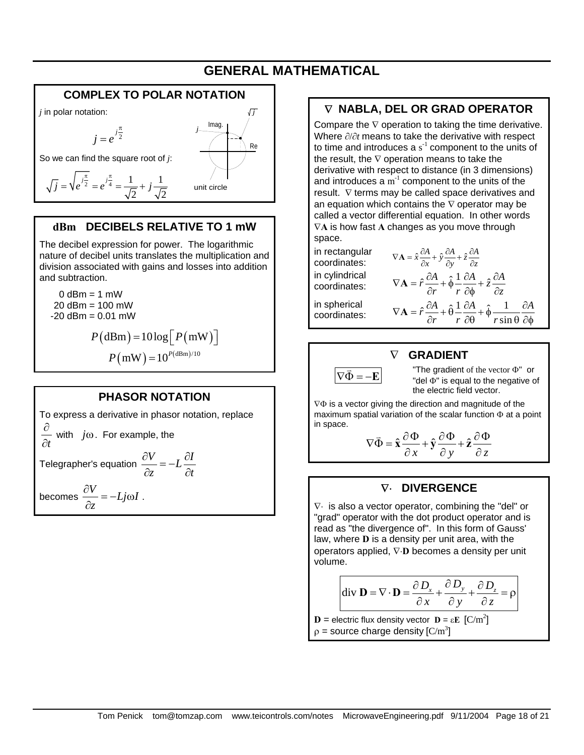# GENERAL MATHEMATICAL

## COMPLEX TO POLAR NOTATION

$j$ in polar notation:

$$j = e^{j\frac{\pi}{2}}$$

So we can find the square root of $j$:

$$\sqrt{j} = \sqrt{e^{j\frac{\pi}{2}}} = e^{j\frac{\pi}{4}} = \frac{1}{\sqrt{2}} + j\frac{1}{\sqrt{2}}$$

(Unit circle diagram: Imag. and Re axes, with $j$ and $\sqrt{j}$ marked; "unit circle")

## dBm DECIBELS RELATIVE TO 1 mW

The decibel expression for power. The logarithmic nature of decibel units translates the multiplication and division associated with gains and losses into addition and subtraction.

0 dBm = 1 mW
20 dBm = 100 mW
-20 dBm = 0.01 mW

$$P(\text{dBm}) = 10\log\left[P(\text{mW})\right]$$

$$P(\text{mW}) = 10^{P(\text{dBm})/10}$$

## PHASOR NOTATION

To express a derivative in phasor notation, replace $\frac{\partial}{\partial t}$ with $j\omega$. For example, the Telegrapher's equation $\frac{\partial V}{\partial z} = -L\frac{\partial I}{\partial t}$

becomes $\frac{\partial V}{\partial z} = -Lj\omega I$.

## ∇ NABLA, DEL OR GRAD OPERATOR

Compare the ∇ operation to taking the time derivative. Where $\partial/\partial t$ means to take the derivative with respect to time and introduces a $s^{-1}$ component to the units of the result, the ∇ operation means to take the derivative with respect to distance (in 3 dimensions) and introduces a $m^{-1}$ component to the units of the result. ∇ terms may be called space derivatives and an equation which contains the ∇ operator may be called a vector differential equation. In other words $\nabla\mathbf{A}$ is how fast $\mathbf{A}$ changes as you move through space.

in rectangular coordinates: $\nabla\mathbf{A} = \hat{x}\frac{\partial A}{\partial x} + \hat{y}\frac{\partial A}{\partial y} + \hat{z}\frac{\partial A}{\partial z}$

in cylindrical coordinates: $\nabla\mathbf{A} = \hat{r}\frac{\partial A}{\partial r} + \hat{\phi}\frac{1}{r}\frac{\partial A}{\partial \phi} + \hat{z}\frac{\partial A}{\partial z}$

in spherical coordinates: $\nabla\mathbf{A} = \hat{r}\frac{\partial A}{\partial r} + \hat{\theta}\frac{1}{r}\frac{\partial A}{\partial \theta} + \hat{\phi}\frac{1}{r\sin\theta}\frac{\partial A}{\partial \phi}$

## ∇ GRADIENT

$$\nabla\vec{\Phi} = -\mathbf{E}$$

"The gradient of the vector Φ" or "del Φ" is equal to the negative of the electric field vector.

∇Φ is a vector giving the direction and magnitude of the maximum spatial variation of the scalar function Φ at a point in space.

$$\nabla\vec{\Phi} = \hat{\mathbf{x}}\frac{\partial\Phi}{\partial x} + \hat{\mathbf{y}}\frac{\partial\Phi}{\partial y} + \hat{\mathbf{z}}\frac{\partial\Phi}{\partial z}$$

## ∇· DIVERGENCE

∇· is also a vector operator, combining the "del" or "grad" operator with the dot product operator and is read as "the divergence of". In this form of Gauss' law, where $\mathbf{D}$ is a density per unit area, with the operators applied, $\nabla\cdot\mathbf{D}$ becomes a density per unit volume.

$$\text{div }\mathbf{D} = \nabla\cdot\mathbf{D} = \frac{\partial D_x}{\partial x} + \frac{\partial D_y}{\partial y} + \frac{\partial D_z}{\partial z} = \rho$$

$\mathbf{D}$ = electric flux density vector $\mathbf{D} = \varepsilon\mathbf{E}$ [$C/m^2$]
$\rho$ = source charge density [$C/m^3$]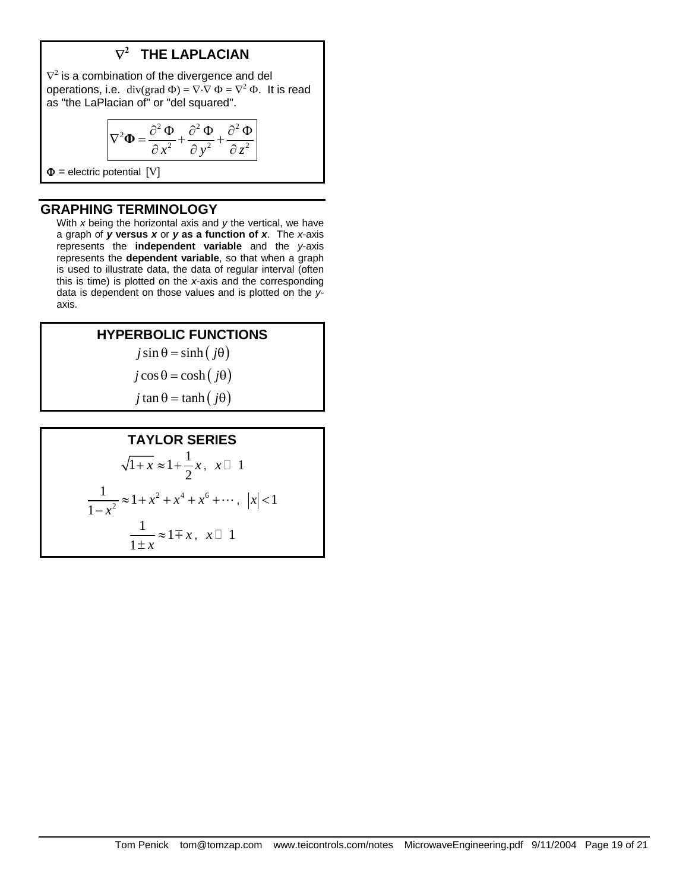## $\nabla^2$ THE LAPLACIAN

$\nabla^2$ is a combination of the divergence and del operations, i.e. $\text{div(grad }\Phi) = \nabla \cdot \nabla\ \Phi = \nabla^2\ \Phi$. It is read as "the LaPlacian of" or "del squared".

$$\nabla^2 \mathbf{\Phi} = \frac{\partial^2\ \Phi}{\partial\ x^2} + \frac{\partial^2\ \Phi}{\partial\ y^2} + \frac{\partial^2\ \Phi}{\partial\ z^2}$$

$\Phi$ = electric potential [V]

## GRAPHING TERMINOLOGY

With *x* being the horizontal axis and *y* the vertical, we have a graph of ***y* versus *x*** or ***y* as a function of *x***. The *x*-axis represents the **independent variable** and the *y*-axis represents the **dependent variable**, so that when a graph is used to illustrate data, the data of regular interval (often this is time) is plotted on the *x*-axis and the corresponding data is dependent on those values and is plotted on the *y*-axis.

## HYPERBOLIC FUNCTIONS

$$j \sin\theta = \sinh\left(j\theta\right)$$

$$j \cos\theta = \cosh\left(j\theta\right)$$

$$j \tan\theta = \tanh\left(j\theta\right)$$

## TAYLOR SERIES

$$\sqrt{1+x} \approx 1 + \frac{1}{2}x\,, \quad x \ll 1$$

$$\frac{1}{1-x^2} \approx 1 + x^2 + x^4 + x^6 + \cdots\,, \quad |x| < 1$$

$$\frac{1}{1 \pm x} \approx 1 \mp x\,, \quad x \ll 1$$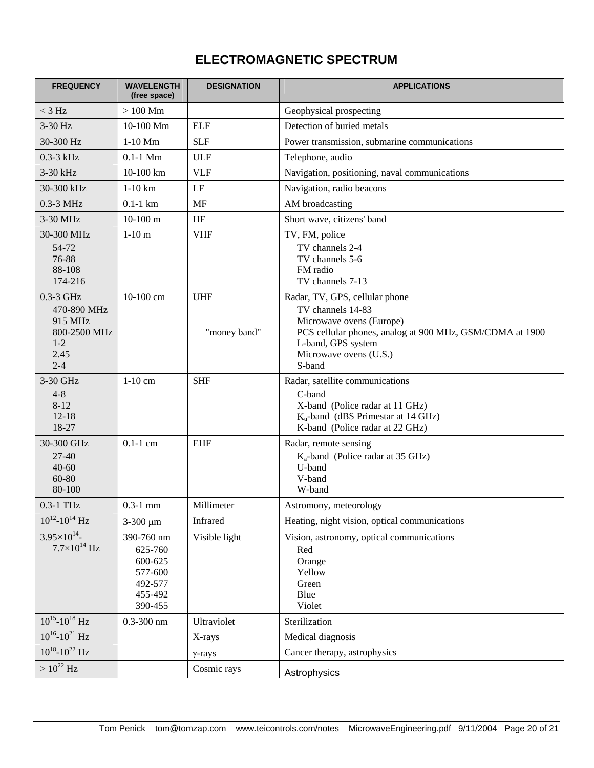# ELECTROMAGNETIC SPECTRUM

| FREQUENCY | WAVELENGTH (free space) | DESIGNATION | APPLICATIONS |
|---|---|---|---|
| < 3 Hz | > 100 Mm | | Geophysical prospecting |
| 3-30 Hz | 10-100 Mm | ELF | Detection of buried metals |
| 30-300 Hz | 1-10 Mm | SLF | Power transmission, submarine communications |
| 0.3-3 kHz | 0.1-1 Mm | ULF | Telephone, audio |
| 3-30 kHz | 10-100 km | VLF | Navigation, positioning, naval communications |
| 30-300 kHz | 1-10 km | LF | Navigation, radio beacons |
| 0.3-3 MHz | 0.1-1 km | MF | AM broadcasting |
| 3-30 MHz | 10-100 m | HF | Short wave, citizens' band |
| 30-300 MHz<br>54-72<br>76-88<br>88-108<br>174-216 | 1-10 m | VHF | TV, FM, police<br>TV channels 2-4<br>TV channels 5-6<br>FM radio<br>TV channels 7-13 |
| 0.3-3 GHz<br>470-890 MHz<br>915 MHz<br>800-2500 MHz<br>1-2<br>2.45<br>2-4 | 10-100 cm | UHF<br><br><br>"money band" | Radar, TV, GPS, cellular phone<br>TV channels 14-83<br>Microwave ovens (Europe)<br>PCS cellular phones, analog at 900 MHz, GSM/CDMA at 1900<br>L-band, GPS system<br>Microwave ovens (U.S.)<br>S-band |
| 3-30 GHz<br>4-8<br>8-12<br>12-18<br>18-27 | 1-10 cm | SHF | Radar, satellite communications<br>C-band<br>X-band (Police radar at 11 GHz)<br>$K_u$-band (dBS Primestar at 14 GHz)<br>K-band (Police radar at 22 GHz) |
| 30-300 GHz<br>27-40<br>40-60<br>60-80<br>80-100 | 0.1-1 cm | EHF | Radar, remote sensing<br>$K_a$-band (Police radar at 35 GHz)<br>U-band<br>V-band<br>W-band |
| 0.3-1 THz | 0.3-1 mm | Millimeter | Astromony, meteorology |
| $10^{12}$-$10^{14}$ Hz | 3-300 $\mu$m | Infrared | Heating, night vision, optical communications |
| $3.95\times10^{14}$-$7.7\times10^{14}$ Hz | 390-760 nm<br>625-760<br>600-625<br>577-600<br>492-577<br>455-492<br>390-455 | Visible light | Vision, astronomy, optical communications<br>Red<br>Orange<br>Yellow<br>Green<br>Blue<br>Violet |
| $10^{15}$-$10^{18}$ Hz | 0.3-300 nm | Ultraviolet | Sterilization |
| $10^{16}$-$10^{21}$ Hz | | X-rays | Medical diagnosis |
| $10^{18}$-$10^{22}$ Hz | | $\gamma$-rays | Cancer therapy, astrophysics |
| > $10^{22}$ Hz | | Cosmic rays | Astrophysics |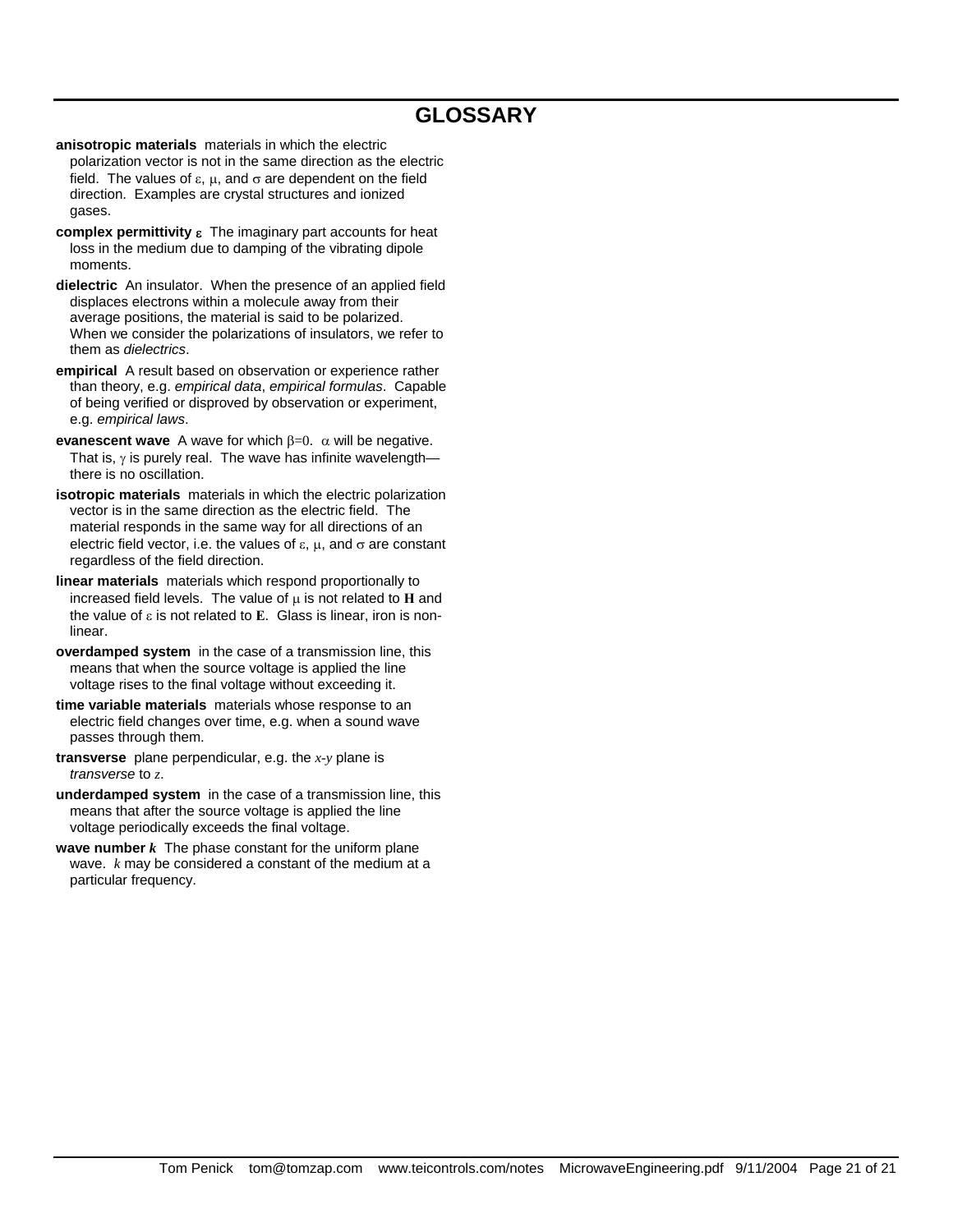# GLOSSARY

**anisotropic materials** materials in which the electric polarization vector is not in the same direction as the electric field. The values of $\varepsilon$, $\mu$, and $\sigma$ are dependent on the field direction. Examples are crystal structures and ionized gases.

**complex permittivity $\boldsymbol{\varepsilon}$** The imaginary part accounts for heat loss in the medium due to damping of the vibrating dipole moments.

**dielectric** An insulator. When the presence of an applied field displaces electrons within a molecule away from their average positions, the material is said to be polarized. When we consider the polarizations of insulators, we refer to them as *dielectrics*.

**empirical** A result based on observation or experience rather than theory, e.g. *empirical data*, *empirical formulas*. Capable of being verified or disproved by observation or experiment, e.g. *empirical laws*.

**evanescent wave** A wave for which $\beta=0$. $\alpha$ will be negative. That is, $\gamma$ is purely real. The wave has infinite wavelength—there is no oscillation.

**isotropic materials** materials in which the electric polarization vector is in the same direction as the electric field. The material responds in the same way for all directions of an electric field vector, i.e. the values of $\varepsilon$, $\mu$, and $\sigma$ are constant regardless of the field direction.

**linear materials** materials which respond proportionally to increased field levels. The value of $\mu$ is not related to $\mathbf{H}$ and the value of $\varepsilon$ is not related to $\mathbf{E}$. Glass is linear, iron is non-linear.

**overdamped system** in the case of a transmission line, this means that when the source voltage is applied the line voltage rises to the final voltage without exceeding it.

**time variable materials** materials whose response to an electric field changes over time, e.g. when a sound wave passes through them.

**transverse** plane perpendicular, e.g. the $x$-$y$ plane is *transverse* to $z$.

**underdamped system** in the case of a transmission line, this means that after the source voltage is applied the line voltage periodically exceeds the final voltage.

**wave number $\boldsymbol{k}$** The phase constant for the uniform plane wave. $k$ may be considered a constant of the medium at a particular frequency.